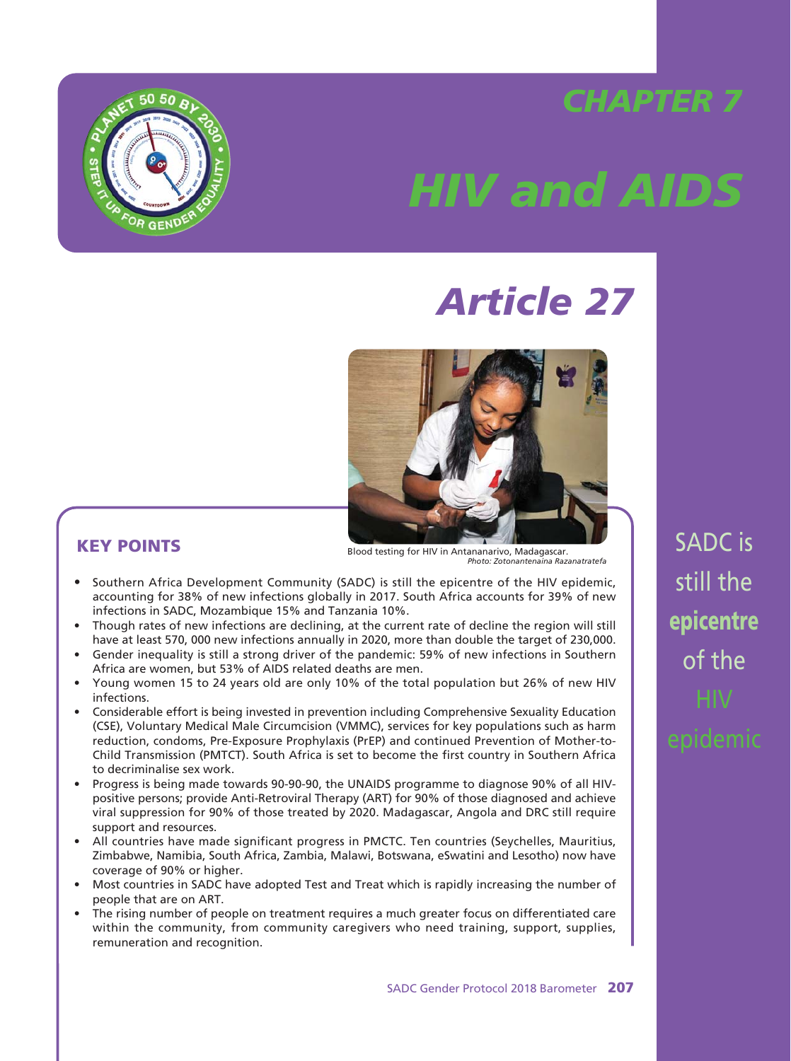# CHAPTER 7

# HIV and AIDS

## Article 27

Blood testing for HIV in Antananarivo, Madagascar.
*Photo: Zotonantenaina Razanatratefa*

SADC is still the **epicentre** of the HIV epidemic

### KEY POINTS

- Southern Africa Development Community (SADC) is still the epicentre of the HIV epidemic, accounting for 38% of new infections globally in 2017. South Africa accounts for 39% of new infections in SADC, Mozambique 15% and Tanzania 10%.
- Though rates of new infections are declining, at the current rate of decline the region will still have at least 570, 000 new infections annually in 2020, more than double the target of 230,000.
- Gender inequality is still a strong driver of the pandemic: 59% of new infections in Southern Africa are women, but 53% of AIDS related deaths are men.
- Young women 15 to 24 years old are only 10% of the total population but 26% of new HIV infections.
- Considerable effort is being invested in prevention including Comprehensive Sexuality Education (CSE), Voluntary Medical Male Circumcision (VMMC), services for key populations such as harm reduction, condoms, Pre-Exposure Prophylaxis (PrEP) and continued Prevention of Mother-to-Child Transmission (PMTCT). South Africa is set to become the first country in Southern Africa to decriminalise sex work.
- Progress is being made towards 90-90-90, the UNAIDS programme to diagnose 90% of all HIV-positive persons; provide Anti-Retroviral Therapy (ART) for 90% of those diagnosed and achieve viral suppression for 90% of those treated by 2020. Madagascar, Angola and DRC still require support and resources.
- All countries have made significant progress in PMCTC. Ten countries (Seychelles, Mauritius, Zimbabwe, Namibia, South Africa, Zambia, Malawi, Botswana, eSwatini and Lesotho) now have coverage of 90% or higher.
- Most countries in SADC have adopted Test and Treat which is rapidly increasing the number of people that are on ART.
- The rising number of people on treatment requires a much greater focus on differentiated care within the community, from community caregivers who need training, support, supplies, remuneration and recognition.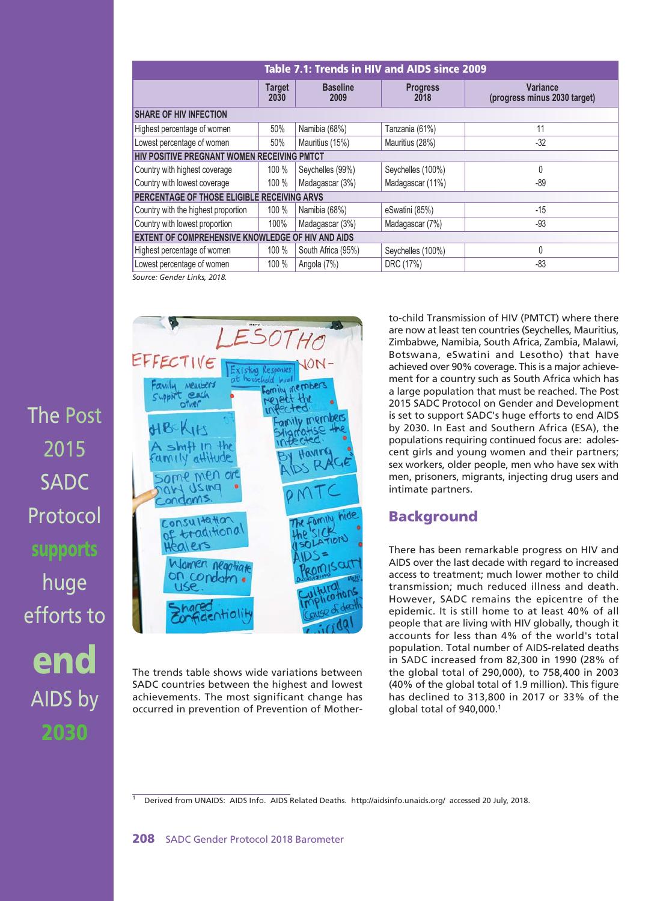**Table 7.1: Trends in HIV and AIDS since 2009**

| | Target 2030 | Baseline 2009 | Progress 2018 | Variance (progress minus 2030 target) |
|---|---|---|---|---|
| **SHARE OF HIV INFECTION** | | | | |
| Highest percentage of women | 50% | Namibia (68%) | Tanzania (61%) | 11 |
| Lowest percentage of women | 50% | Mauritius (15%) | Mauritius (28%) | -32 |
| **HIV POSITIVE PREGNANT WOMEN RECEIVING PMTCT** | | | | |
| Country with highest coverage | 100 % | Seychelles (99%) | Seychelles (100%) | 0 |
| Country with lowest coverage | 100 % | Madagascar (3%) | Madagascar (11%) | -89 |
| **PERCENTAGE OF THOSE ELIGIBLE RECEIVING ARVS** | | | | |
| Country with the highest proportion | 100 % | Namibia (68%) | eSwatini (85%) | -15 |
| Country with lowest proportion | 100% | Madagascar (3%) | Madagascar (7%) | -93 |
| **EXTENT OF COMPREHENSIVE KNOWLEDGE OF HIV AND AIDS** | | | | |
| Highest percentage of women | 100 % | South Africa (95%) | Seychelles (100%) | 0 |
| Lowest percentage of women | 100 % | Angola (7%) | DRC (17%) | -83 |

*Source: Gender Links, 2018.*

The Post 2015 SADC Protocol **supports** huge efforts to **end** AIDS by **2030**

The trends table shows wide variations between SADC countries between the highest and lowest achievements. The most significant change has occurred in prevention of Prevention of Mother-to-Child Transmission of HIV (PMTCT) where there are now at least ten countries (Seychelles, Mauritius, Zimbabwe, Namibia, South Africa, Zambia, Malawi, Botswana, eSwatini and Lesotho) that have achieved over 90% coverage. This is a major achievement for a country such as South Africa which has a large population that must be reached. The Post 2015 SADC Protocol on Gender and Development is set to support SADC's huge efforts to end AIDS by 2030. In East and Southern Africa (ESA), the populations requiring continued focus are: adolescent girls and young women and their partners; sex workers, older people, men who have sex with men, prisoners, migrants, injecting drug users and intimate partners.

## Background

There has been remarkable progress on HIV and AIDS over the last decade with regard to increased access to treatment; much lower mother to child transmission; much reduced illness and death. However, SADC remains the epicentre of the epidemic. It is still home to at least 40% of all people that are living with HIV globally, though it accounts for less than 4% of the world's total population. Total number of AIDS-related deaths in SADC increased from 82,300 in 1990 (28% of the global total of 290,000), to 758,400 in 2003 (40% of the global total of 1.9 million). This figure has declined to 313,800 in 2017 or 33% of the global total of 940,000.[1]

[1] Derived from UNAIDS: AIDS Info. AIDS Related Deaths. http://aidsinfo.unaids.org/ accessed 20 July, 2018.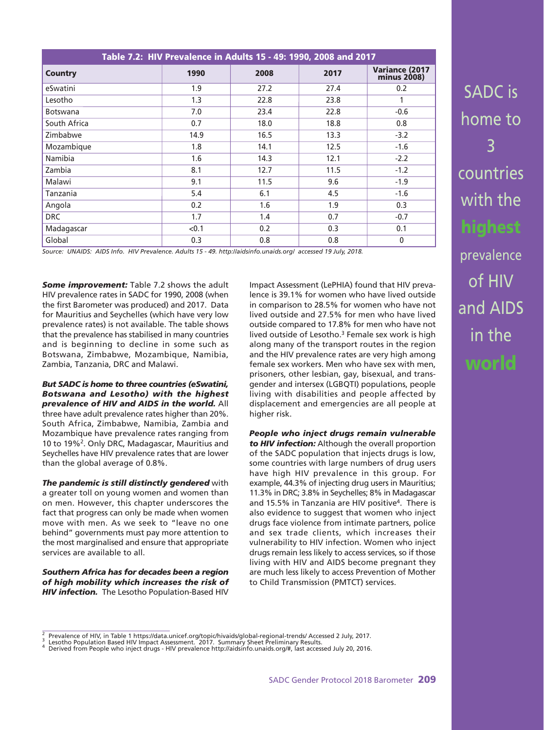| Table 7.2: HIV Prevalence in Adults 15 - 49: 1990, 2008 and 2017 | | | | |
|---|---|---|---|---|
| **Country** | **1990** | **2008** | **2017** | **Variance (2017 minus 2008)** |
| eSwatini | 1.9 | 27.2 | 27.4 | 0.2 |
| Lesotho | 1.3 | 22.8 | 23.8 | 1 |
| Botswana | 7.0 | 23.4 | 22.8 | -0.6 |
| South Africa | 0.7 | 18.0 | 18.8 | 0.8 |
| Zimbabwe | 14.9 | 16.5 | 13.3 | -3.2 |
| Mozambique | 1.8 | 14.1 | 12.5 | -1.6 |
| Namibia | 1.6 | 14.3 | 12.1 | -2.2 |
| Zambia | 8.1 | 12.7 | 11.5 | -1.2 |
| Malawi | 9.1 | 11.5 | 9.6 | -1.9 |
| Tanzania | 5.4 | 6.1 | 4.5 | -1.6 |
| Angola | 0.2 | 1.6 | 1.9 | 0.3 |
| DRC | 1.7 | 1.4 | 0.7 | -0.7 |
| Madagascar | <0.1 | 0.2 | 0.3 | 0.1 |
| Global | 0.3 | 0.8 | 0.8 | 0 |

*Source: UNAIDS: AIDS Info. HIV Prevalence. Adults 15 - 49. http://aidsinfo.unaids.org/ accessed 19 July, 2018.*

SADC is home to 3 countries with the **highest** prevalence of HIV and AIDS in the **world**

***Some improvement:*** Table 7.2 shows the adult HIV prevalence rates in SADC for 1990, 2008 (when the first Barometer was produced) and 2017. Data for Mauritius and Seychelles (which have very low prevalence rates) is not available. The table shows that the prevalence has stabilised in many countries and is beginning to decline in some such as Botswana, Zimbabwe, Mozambique, Namibia, Zambia, Tanzania, DRC and Malawi.

***But SADC is home to three countries (eSwatini, Botswana and Lesotho) with the highest prevalence of HIV and AIDS in the world.*** All three have adult prevalence rates higher than 20%. South Africa, Zimbabwe, Namibia, Zambia and Mozambique have prevalence rates ranging from 10 to 19%[2]. Only DRC, Madagascar, Mauritius and Seychelles have HIV prevalence rates that are lower than the global average of 0.8%.

***The pandemic is still distinctly gendered*** with a greater toll on young women and women than on men. However, this chapter underscores the fact that progress can only be made when women move with men. As we seek to "leave no one behind" governments must pay more attention to the most marginalised and ensure that appropriate services are available to all.

***Southern Africa has for decades been a region of high mobility which increases the risk of HIV infection.*** The Lesotho Population-Based HIV Impact Assessment (LePHIA) found that HIV prevalence is 39.1% for women who have lived outside in comparison to 28.5% for women who have not lived outside and 27.5% for men who have lived outside compared to 17.8% for men who have not lived outside of Lesotho.[3] Female sex work is high along many of the transport routes in the region and the HIV prevalence rates are very high among female sex workers. Men who have sex with men, prisoners, other lesbian, gay, bisexual, and transgender and intersex (LGBQTI) populations, people living with disabilities and people affected by displacement and emergencies are all people at higher risk.

***People who inject drugs remain vulnerable to HIV infection:*** Although the overall proportion of the SADC population that injects drugs is low, some countries with large numbers of drug users have high HIV prevalence in this group. For example, 44.3% of injecting drug users in Mauritius; 11.3% in DRC; 3.8% in Seychelles; 8% in Madagascar and 15.5% in Tanzania are HIV positive[4]. There is also evidence to suggest that women who inject drugs face violence from intimate partners, police and sex trade clients, which increases their vulnerability to HIV infection. Women who inject drugs remain less likely to access services, so if those living with HIV and AIDS become pregnant they are much less likely to access Prevention of Mother to Child Transmission (PMTCT) services.

---

[2] Prevalence of HIV, in Table 1 https://data.unicef.org/topic/hivaids/global-regional-trends/ Accessed 2 July, 2017.
[3] Lesotho Population Based HIV Impact Assessment. 2017. Summary Sheet Preliminary Results.
[4] Derived from People who inject drugs - HIV prevalence http://aidsinfo.unaids.org/#, last accessed July 20, 2016.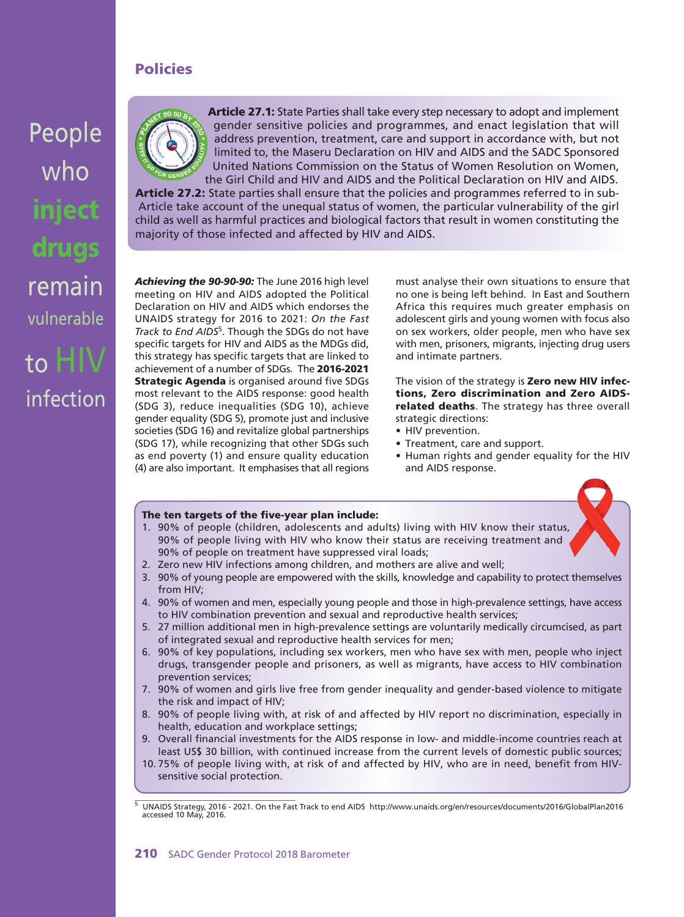## Policies

**Article 27.1:** State Parties shall take every step necessary to adopt and implement gender sensitive policies and programmes, and enact legislation that will address prevention, treatment, care and support in accordance with, but not limited to, the Maseru Declaration on HIV and AIDS and the SADC Sponsored United Nations Commission on the Status of Women Resolution on Women, the Girl Child and HIV and AIDS and the Political Declaration on HIV and AIDS.

**Article 27.2:** State parties shall ensure that the policies and programmes referred to in sub-Article take account of the unequal status of women, the particular vulnerability of the girl child as well as harmful practices and biological factors that result in women constituting the majority of those infected and affected by HIV and AIDS.

People who **inject drugs** remain vulnerable to HIV infection

***Achieving the 90-90-90:*** The June 2016 high level meeting on HIV and AIDS adopted the Political Declaration on HIV and AIDS which endorses the UNAIDS strategy for 2016 to 2021: *On the Fast Track to End AIDS*[5]. Though the SDGs do not have specific targets for HIV and AIDS as the MDGs did, this strategy has specific targets that are linked to achievement of a number of SDGs. The **2016-2021 Strategic Agenda** is organised around five SDGs most relevant to the AIDS response: good health (SDG 3), reduce inequalities (SDG 10), achieve gender equality (SDG 5), promote just and inclusive societies (SDG 16) and revitalize global partnerships (SDG 17), while recognizing that other SDGs such as end poverty (1) and ensure quality education (4) are also important. It emphasises that all regions must analyse their own situations to ensure that no one is being left behind. In East and Southern Africa this requires much greater emphasis on adolescent girls and young women with focus also on sex workers, older people, men who have sex with men, prisoners, migrants, injecting drug users and intimate partners.

The vision of the strategy is **Zero new HIV infections, Zero discrimination and Zero AIDS-related deaths**. The strategy has three overall strategic directions:

- HIV prevention.
- Treatment, care and support.
- Human rights and gender equality for the HIV and AIDS response.

**The ten targets of the five-year plan include:**

1. 90% of people (children, adolescents and adults) living with HIV know their status, 90% of people living with HIV who know their status are receiving treatment and 90% of people on treatment have suppressed viral loads;
2. Zero new HIV infections among children, and mothers are alive and well;
3. 90% of young people are empowered with the skills, knowledge and capability to protect themselves from HIV;
4. 90% of women and men, especially young people and those in high-prevalence settings, have access to HIV combination prevention and sexual and reproductive health services;
5. 27 million additional men in high-prevalence settings are voluntarily medically circumcised, as part of integrated sexual and reproductive health services for men;
6. 90% of key populations, including sex workers, men who have sex with men, people who inject drugs, transgender people and prisoners, as well as migrants, have access to HIV combination prevention services;
7. 90% of women and girls live free from gender inequality and gender-based violence to mitigate the risk and impact of HIV;
8. 90% of people living with, at risk of and affected by HIV report no discrimination, especially in health, education and workplace settings;
9. Overall financial investments for the AIDS response in low- and middle-income countries reach at least US$ 30 billion, with continued increase from the current levels of domestic public sources;
10. 75% of people living with, at risk of and affected by HIV, who are in need, benefit from HIV-sensitive social protection.

[5] UNAIDS Strategy, 2016 - 2021. On the Fast Track to end AIDS http://www.unaids.org/en/resources/documents/2016/GlobalPlan2016 accessed 10 May, 2016.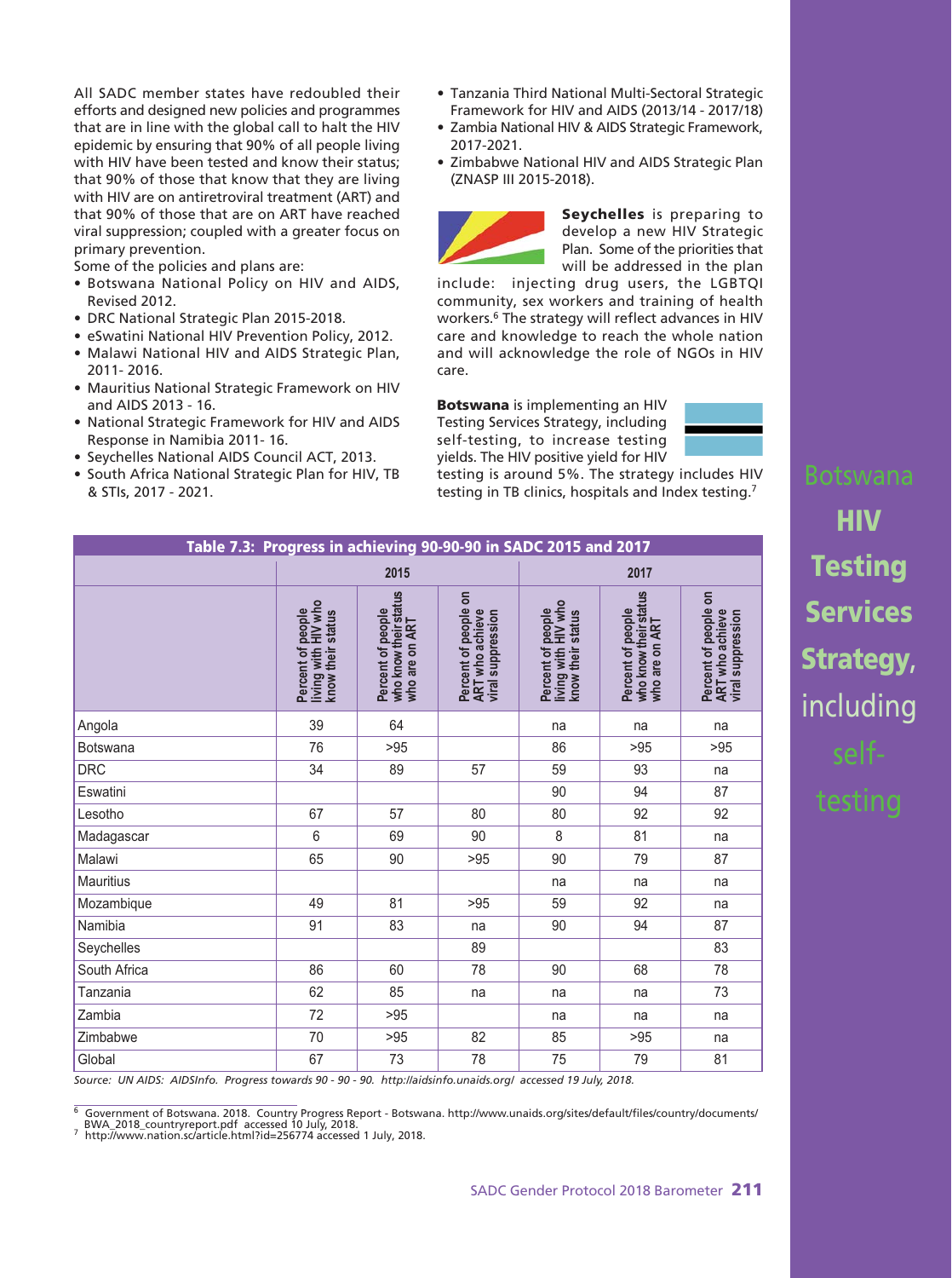All SADC member states have redoubled their efforts and designed new policies and programmes that are in line with the global call to halt the HIV epidemic by ensuring that 90% of all people living with HIV have been tested and know their status; that 90% of those that know that they are living with HIV are on antiretroviral treatment (ART) and that 90% of those that are on ART have reached viral suppression; coupled with a greater focus on primary prevention.

Some of the policies and plans are:

- Botswana National Policy on HIV and AIDS, Revised 2012.
- DRC National Strategic Plan 2015-2018.
- eSwatini National HIV Prevention Policy, 2012.
- Malawi National HIV and AIDS Strategic Plan, 2011- 2016.
- Mauritius National Strategic Framework on HIV and AIDS 2013 - 16.
- National Strategic Framework for HIV and AIDS Response in Namibia 2011- 16.
- Seychelles National AIDS Council ACT, 2013.
- South Africa National Strategic Plan for HIV, TB & STIs, 2017 - 2021.
- Tanzania Third National Multi-Sectoral Strategic Framework for HIV and AIDS (2013/14 - 2017/18)
- Zambia National HIV & AIDS Strategic Framework, 2017-2021.
- Zimbabwe National HIV and AIDS Strategic Plan (ZNASP III 2015-2018).

**Seychelles** is preparing to develop a new HIV Strategic Plan. Some of the priorities that will be addressed in the plan include: injecting drug users, the LGBTQI community, sex workers and training of health workers.[6] The strategy will reflect advances in HIV care and knowledge to reach the whole nation and will acknowledge the role of NGOs in HIV care.

**Botswana** is implementing an HIV Testing Services Strategy, including self-testing, to increase testing yields. The HIV positive yield for HIV testing is around 5%. The strategy includes HIV testing in TB clinics, hospitals and Index testing.[7]

Botswana **HIV Testing Services Strategy**, including self-testing

**Table 7.3: Progress in achieving 90-90-90 in SADC 2015 and 2017**

| | 2015 | | | 2017 | | |
|---|---|---|---|---|---|---|
| | Percent of people living with HIV who know their status | Percent of people who know their status who are on ART | Percent of people on ART who achieve viral suppression | Percent of people living with HIV who know their status | Percent of people who know their status who are on ART | Percent of people on ART who achieve viral suppression |
| Angola | 39 | 64 | | na | na | na |
| Botswana | 76 | >95 | | 86 | >95 | >95 |
| DRC | 34 | 89 | 57 | 59 | 93 | na |
| Eswatini | | | | 90 | 94 | 87 |
| Lesotho | 67 | 57 | 80 | 80 | 92 | 92 |
| Madagascar | 6 | 69 | 90 | 8 | 81 | na |
| Malawi | 65 | 90 | >95 | 90 | 79 | 87 |
| Mauritius | | | | na | na | na |
| Mozambique | 49 | 81 | >95 | 59 | 92 | na |
| Namibia | 91 | 83 | na | 90 | 94 | 87 |
| Seychelles | | | 89 | | | 83 |
| South Africa | 86 | 60 | 78 | 90 | 68 | 78 |
| Tanzania | 62 | 85 | na | na | na | 73 |
| Zambia | 72 | >95 | | na | na | na |
| Zimbabwe | 70 | >95 | 82 | 85 | >95 | na |
| Global | 67 | 73 | 78 | 75 | 79 | 81 |

*Source: UN AIDS: AIDSInfo. Progress towards 90 - 90 - 90. http://aidsinfo.unaids.org/ accessed 19 July, 2018.*

[6] Government of Botswana. 2018. Country Progress Report - Botswana. http://www.unaids.org/sites/default/files/country/documents/BWA_2018_countryreport.pdf accessed 10 July, 2018.

[7] http://www.nation.sc/article.html?id=256774 accessed 1 July, 2018.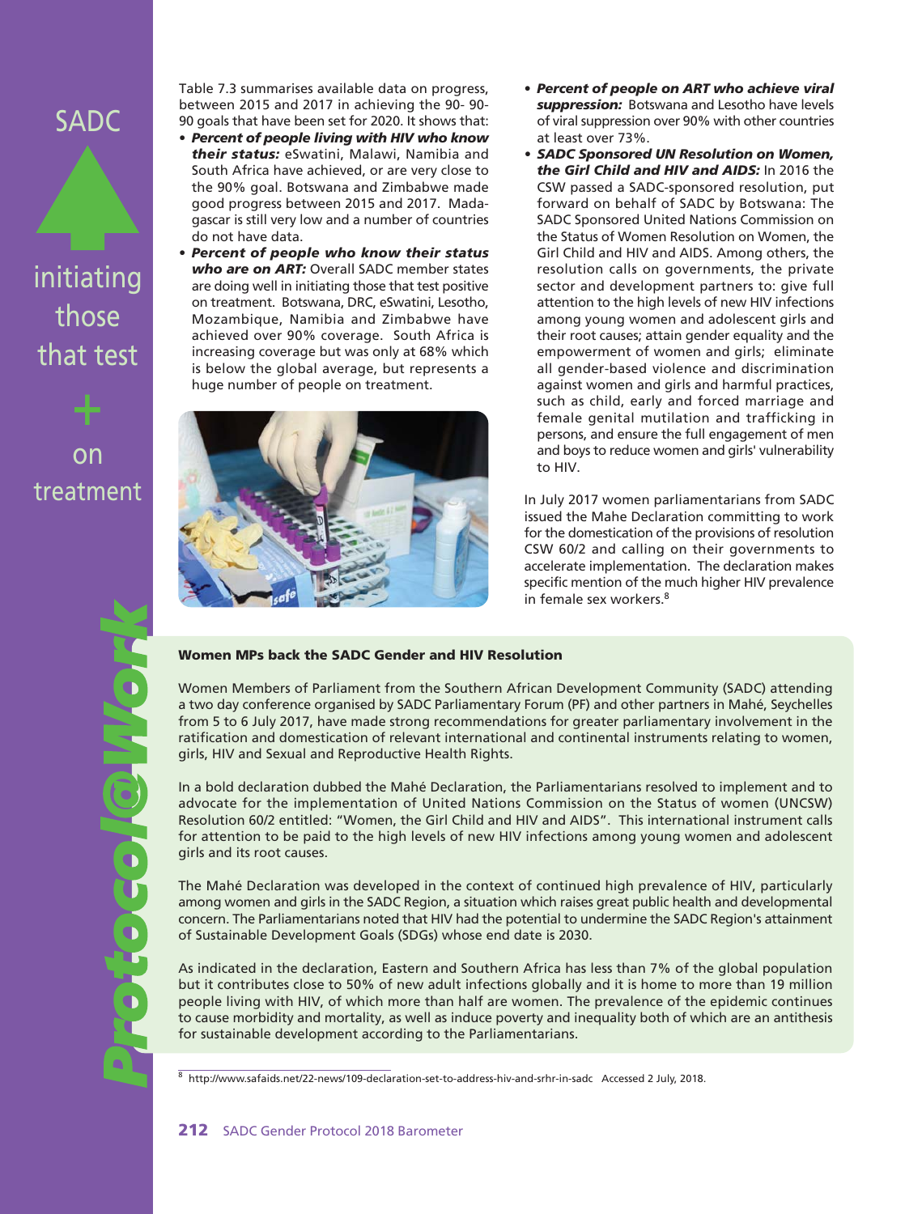SADC

initiating those that test + on treatment

Protocol@Work

Table 7.3 summarises available data on progress, between 2015 and 2017 in achieving the 90- 90-90 goals that have been set for 2020. It shows that:

- ***Percent of people living with HIV who know their status:*** eSwatini, Malawi, Namibia and South Africa have achieved, or are very close to the 90% goal. Botswana and Zimbabwe made good progress between 2015 and 2017. Madagascar is still very low and a number of countries do not have data.
- ***Percent of people who know their status who are on ART:*** Overall SADC member states are doing well in initiating those that test positive on treatment. Botswana, DRC, eSwatini, Lesotho, Mozambique, Namibia and Zimbabwe have achieved over 90% coverage. South Africa is increasing coverage but was only at 68% which is below the global average, but represents a huge number of people on treatment.
- ***Percent of people on ART who achieve viral suppression:*** Botswana and Lesotho have levels of viral suppression over 90% with other countries at least over 73%.
- ***SADC Sponsored UN Resolution on Women, the Girl Child and HIV and AIDS:*** In 2016 the CSW passed a SADC-sponsored resolution, put forward on behalf of SADC by Botswana: The SADC Sponsored United Nations Commission on the Status of Women Resolution on Women, the Girl Child and HIV and AIDS. Among others, the resolution calls on governments, the private sector and development partners to: give full attention to the high levels of new HIV infections among young women and adolescent girls and their root causes; attain gender equality and the empowerment of women and girls; eliminate all gender-based violence and discrimination against women and girls and harmful practices, such as child, early and forced marriage and female genital mutilation and trafficking in persons, and ensure the full engagement of men and boys to reduce women and girls' vulnerability to HIV.

In July 2017 women parliamentarians from SADC issued the Mahe Declaration committing to work for the domestication of the provisions of resolution CSW 60/2 and calling on their governments to accelerate implementation. The declaration makes specific mention of the much higher HIV prevalence in female sex workers.[8]

**Women MPs back the SADC Gender and HIV Resolution**

Women Members of Parliament from the Southern African Development Community (SADC) attending a two day conference organised by SADC Parliamentary Forum (PF) and other partners in Mahé, Seychelles from 5 to 6 July 2017, have made strong recommendations for greater parliamentary involvement in the ratification and domestication of relevant international and continental instruments relating to women, girls, HIV and Sexual and Reproductive Health Rights.

In a bold declaration dubbed the Mahé Declaration, the Parliamentarians resolved to implement and to advocate for the implementation of United Nations Commission on the Status of women (UNCSW) Resolution 60/2 entitled: "Women, the Girl Child and HIV and AIDS". This international instrument calls for attention to be paid to the high levels of new HIV infections among young women and adolescent girls and its root causes.

The Mahé Declaration was developed in the context of continued high prevalence of HIV, particularly among women and girls in the SADC Region, a situation which raises great public health and developmental concern. The Parliamentarians noted that HIV had the potential to undermine the SADC Region's attainment of Sustainable Development Goals (SDGs) whose end date is 2030.

As indicated in the declaration, Eastern and Southern Africa has less than 7% of the global population but it contributes close to 50% of new adult infections globally and it is home to more than 19 million people living with HIV, of which more than half are women. The prevalence of the epidemic continues to cause morbidity and mortality, as well as induce poverty and inequality both of which are an antithesis for sustainable development according to the Parliamentarians.

[8] http://www.safaids.net/22-news/109-declaration-set-to-address-hiv-and-srhr-in-sadc Accessed 2 July, 2018.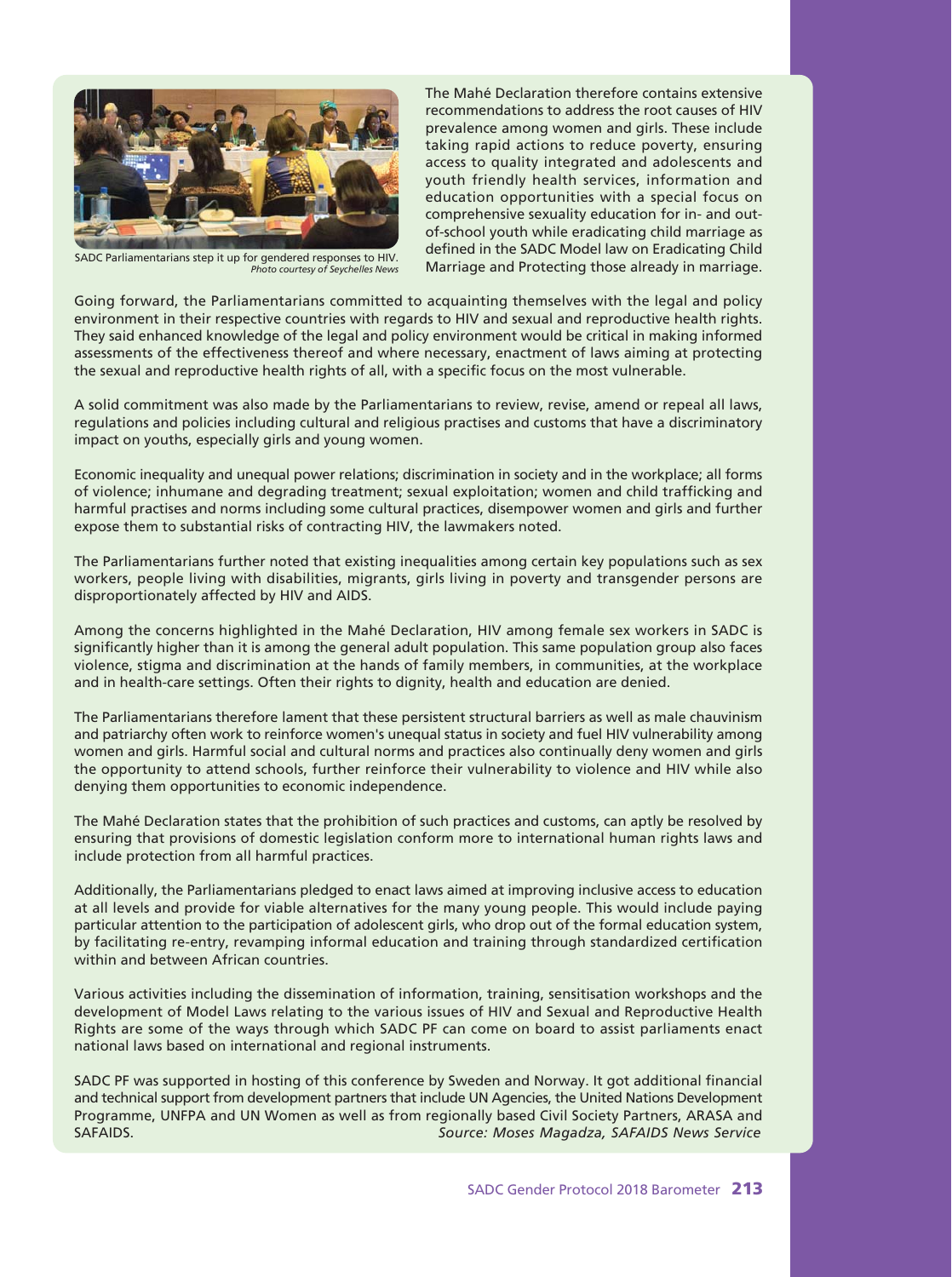SADC Parliamentarians step it up for gendered responses to HIV.
*Photo courtesy of Seychelles News*

The Mahé Declaration therefore contains extensive recommendations to address the root causes of HIV prevalence among women and girls. These include taking rapid actions to reduce poverty, ensuring access to quality integrated and adolescents and youth friendly health services, information and education opportunities with a special focus on comprehensive sexuality education for in- and out-of-school youth while eradicating child marriage as defined in the SADC Model law on Eradicating Child Marriage and Protecting those already in marriage.

Going forward, the Parliamentarians committed to acquainting themselves with the legal and policy environment in their respective countries with regards to HIV and sexual and reproductive health rights. They said enhanced knowledge of the legal and policy environment would be critical in making informed assessments of the effectiveness thereof and where necessary, enactment of laws aiming at protecting the sexual and reproductive health rights of all, with a specific focus on the most vulnerable.

A solid commitment was also made by the Parliamentarians to review, revise, amend or repeal all laws, regulations and policies including cultural and religious practises and customs that have a discriminatory impact on youths, especially girls and young women.

Economic inequality and unequal power relations; discrimination in society and in the workplace; all forms of violence; inhumane and degrading treatment; sexual exploitation; women and child trafficking and harmful practises and norms including some cultural practices, disempower women and girls and further expose them to substantial risks of contracting HIV, the lawmakers noted.

The Parliamentarians further noted that existing inequalities among certain key populations such as sex workers, people living with disabilities, migrants, girls living in poverty and transgender persons are disproportionately affected by HIV and AIDS.

Among the concerns highlighted in the Mahé Declaration, HIV among female sex workers in SADC is significantly higher than it is among the general adult population. This same population group also faces violence, stigma and discrimination at the hands of family members, in communities, at the workplace and in health-care settings. Often their rights to dignity, health and education are denied.

The Parliamentarians therefore lament that these persistent structural barriers as well as male chauvinism and patriarchy often work to reinforce women's unequal status in society and fuel HIV vulnerability among women and girls. Harmful social and cultural norms and practices also continually deny women and girls the opportunity to attend schools, further reinforce their vulnerability to violence and HIV while also denying them opportunities to economic independence.

The Mahé Declaration states that the prohibition of such practices and customs, can aptly be resolved by ensuring that provisions of domestic legislation conform more to international human rights laws and include protection from all harmful practices.

Additionally, the Parliamentarians pledged to enact laws aimed at improving inclusive access to education at all levels and provide for viable alternatives for the many young people. This would include paying particular attention to the participation of adolescent girls, who drop out of the formal education system, by facilitating re-entry, revamping informal education and training through standardized certification within and between African countries.

Various activities including the dissemination of information, training, sensitisation workshops and the development of Model Laws relating to the various issues of HIV and Sexual and Reproductive Health Rights are some of the ways through which SADC PF can come on board to assist parliaments enact national laws based on international and regional instruments.

SADC PF was supported in hosting of this conference by Sweden and Norway. It got additional financial and technical support from development partners that include UN Agencies, the United Nations Development Programme, UNFPA and UN Women as well as from regionally based Civil Society Partners, ARASA and SAFAIDS.

*Source: Moses Magadza, SAFAIDS News Service*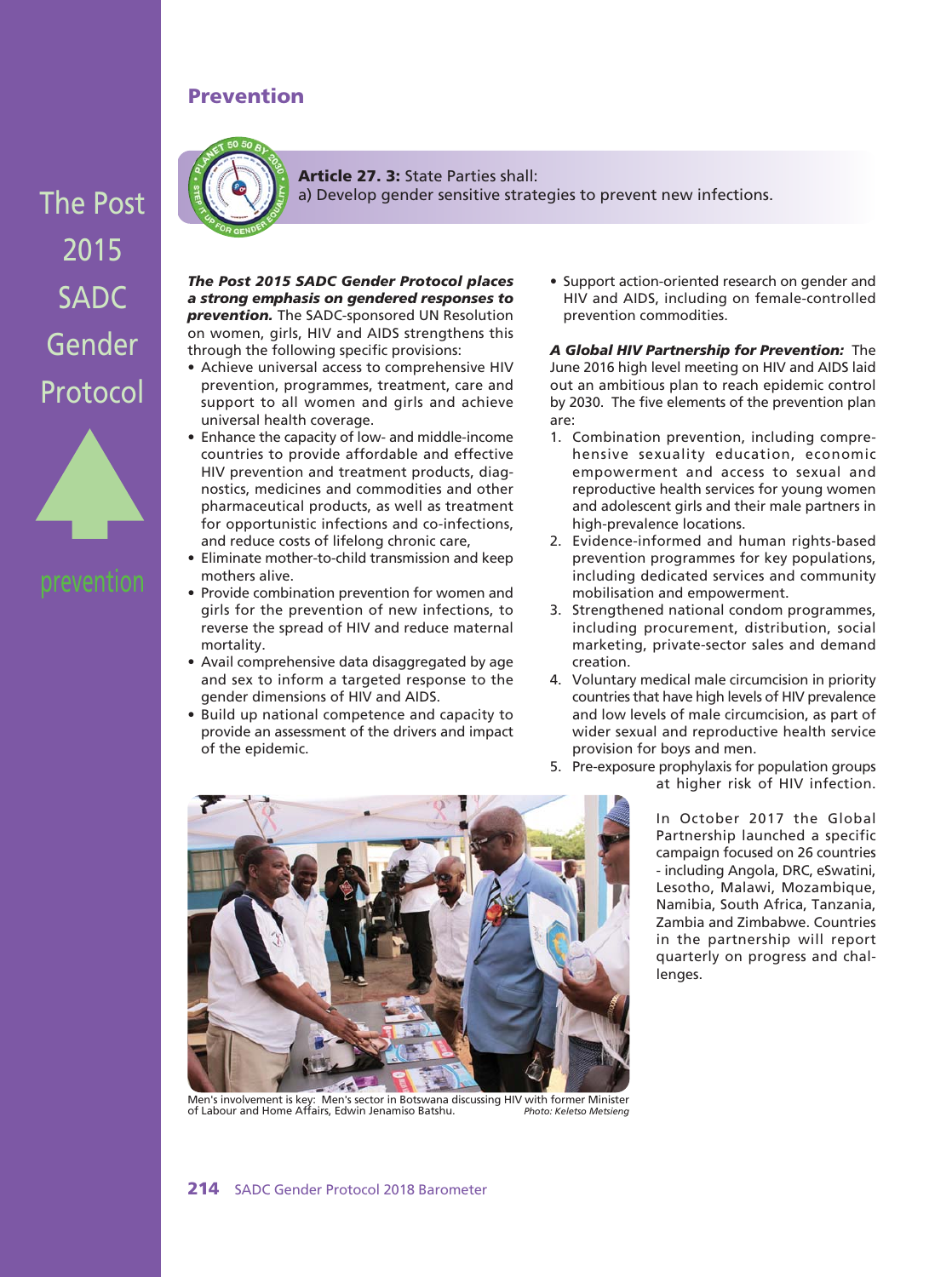## Prevention

**Article 27. 3:** State Parties shall:
a) Develop gender sensitive strategies to prevent new infections.

***The Post 2015 SADC Gender Protocol places a strong emphasis on gendered responses to prevention.*** The SADC-sponsored UN Resolution on women, girls, HIV and AIDS strengthens this through the following specific provisions:

- Achieve universal access to comprehensive HIV prevention, programmes, treatment, care and support to all women and girls and achieve universal health coverage.
- Enhance the capacity of low- and middle-income countries to provide affordable and effective HIV prevention and treatment products, diagnostics, medicines and commodities and other pharmaceutical products, as well as treatment for opportunistic infections and co-infections, and reduce costs of lifelong chronic care,
- Eliminate mother-to-child transmission and keep mothers alive.
- Provide combination prevention for women and girls for the prevention of new infections, to reverse the spread of HIV and reduce maternal mortality.
- Avail comprehensive data disaggregated by age and sex to inform a targeted response to the gender dimensions of HIV and AIDS.
- Build up national competence and capacity to provide an assessment of the drivers and impact of the epidemic.
- Support action-oriented research on gender and HIV and AIDS, including on female-controlled prevention commodities.

***A Global HIV Partnership for Prevention:*** The June 2016 high level meeting on HIV and AIDS laid out an ambitious plan to reach epidemic control by 2030. The five elements of the prevention plan are:

1. Combination prevention, including comprehensive sexuality education, economic empowerment and access to sexual and reproductive health services for young women and adolescent girls and their male partners in high-prevalence locations.
2. Evidence-informed and human rights-based prevention programmes for key populations, including dedicated services and community mobilisation and empowerment.
3. Strengthened national condom programmes, including procurement, distribution, social marketing, private-sector sales and demand creation.
4. Voluntary medical male circumcision in priority countries that have high levels of HIV prevalence and low levels of male circumcision, as part of wider sexual and reproductive health service provision for boys and men.
5. Pre-exposure prophylaxis for population groups at higher risk of HIV infection.

In October 2017 the Global Partnership launched a specific campaign focused on 26 countries - including Angola, DRC, eSwatini, Lesotho, Malawi, Mozambique, Namibia, South Africa, Tanzania, Zambia and Zimbabwe. Countries in the partnership will report quarterly on progress and challenges.

Men's involvement is key: Men's sector in Botswana discussing HIV with former Minister of Labour and Home Affairs, Edwin Jenamiso Batshu. *Photo: Keletso Metsieng*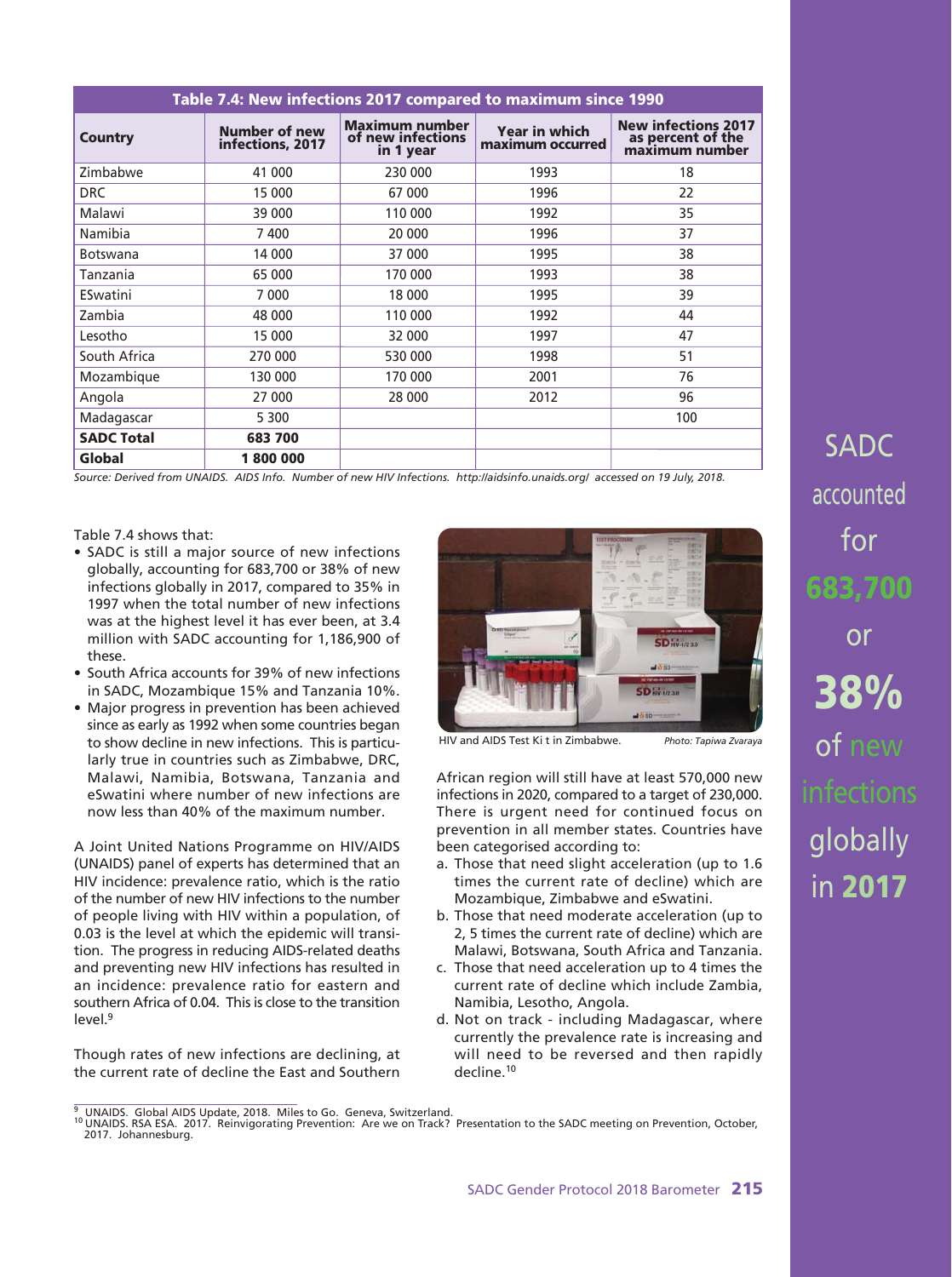**Table 7.4: New infections 2017 compared to maximum since 1990**

| Country | Number of new infections, 2017 | Maximum number of new infections in 1 year | Year in which maximum occurred | New infections 2017 as percent of the maximum number |
|---|---|---|---|---|
| Zimbabwe | 41 000 | 230 000 | 1993 | 18 |
| DRC | 15 000 | 67 000 | 1996 | 22 |
| Malawi | 39 000 | 110 000 | 1992 | 35 |
| Namibia | 7 400 | 20 000 | 1996 | 37 |
| Botswana | 14 000 | 37 000 | 1995 | 38 |
| Tanzania | 65 000 | 170 000 | 1993 | 38 |
| ESwatini | 7 000 | 18 000 | 1995 | 39 |
| Zambia | 48 000 | 110 000 | 1992 | 44 |
| Lesotho | 15 000 | 32 000 | 1997 | 47 |
| South Africa | 270 000 | 530 000 | 1998 | 51 |
| Mozambique | 130 000 | 170 000 | 2001 | 76 |
| Angola | 27 000 | 28 000 | 2012 | 96 |
| Madagascar | 5 300 | | | 100 |
| **SADC Total** | **683 700** | | | |
| **Global** | **1 800 000** | | | |

*Source: Derived from UNAIDS. AIDS Info. Number of new HIV Infections. http://aidsinfo.unaids.org/ accessed on 19 July, 2018.*

Table 7.4 shows that:

- SADC is still a major source of new infections globally, accounting for 683,700 or 38% of new infections globally in 2017, compared to 35% in 1997 when the total number of new infections was at the highest level it has ever been, at 3.4 million with SADC accounting for 1,186,900 of these.
- South Africa accounts for 39% of new infections in SADC, Mozambique 15% and Tanzania 10%.
- Major progress in prevention has been achieved since as early as 1992 when some countries began to show decline in new infections. This is particularly true in countries such as Zimbabwe, DRC, Malawi, Namibia, Botswana, Tanzania and eSwatini where number of new infections are now less than 40% of the maximum number.

A Joint United Nations Programme on HIV/AIDS (UNAIDS) panel of experts has determined that an HIV incidence: prevalence ratio, which is the ratio of the number of new HIV infections to the number of people living with HIV within a population, of 0.03 is the level at which the epidemic will transition. The progress in reducing AIDS-related deaths and preventing new HIV infections has resulted in an incidence: prevalence ratio for eastern and southern Africa of 0.04. This is close to the transition level.[9]

Though rates of new infections are declining, at the current rate of decline the East and Southern African region will still have at least 570,000 new infections in 2020, compared to a target of 230,000. There is urgent need for continued focus on prevention in all member states. Countries have been categorised according to:

a. Those that need slight acceleration (up to 1.6 times the current rate of decline) which are Mozambique, Zimbabwe and eSwatini.
b. Those that need moderate acceleration (up to 2, 5 times the current rate of decline) which are Malawi, Botswana, South Africa and Tanzania.
c. Those that need acceleration up to 4 times the current rate of decline which include Zambia, Namibia, Lesotho, Angola.
d. Not on track - including Madagascar, where currently the prevalence rate is increasing and will need to be reversed and then rapidly decline.[10]

HIV and AIDS Test Ki t in Zimbabwe. *Photo: Tapiwa Zvaraya*

SADC accounted for **683,700** or **38%** of new infections globally in **2017**

---

[9] UNAIDS. Global AIDS Update, 2018. Miles to Go. Geneva, Switzerland.

[10] UNAIDS. RSA ESA. 2017. Reinvigorating Prevention: Are we on Track? Presentation to the SADC meeting on Prevention, October, 2017. Johannesburg.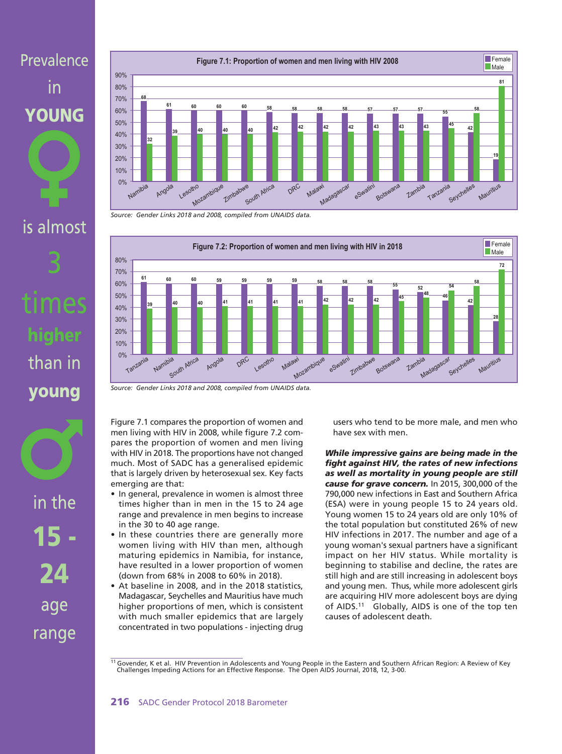Prevalence in **YOUNG** ♀ is almost 3 times **higher** than in **young** ♂ in the **15 - 24** age range

**Figure 7.1: Proportion of women and men living with HIV 2008**

| Country | Female | Male |
|---|---|---|
| Namibia | 68 | 32 |
| Angola | 61 | 39 |
| Lesotho | 60 | 40 |
| Mozambique | 60 | 40 |
| Zimbabwe | 60 | 40 |
| South Africa | 58 | 42 |
| DRC | 58 | 42 |
| Malawi | 58 | 42 |
| Madagascar | 58 | 42 |
| eSwatini | 57 | 43 |
| Botswana | 57 | 43 |
| Zambia | 57 | 43 |
| Tanzania | 55 | 45 |
| Seychelles | 42 | 58 |
| Mauritius | 19 | 81 |

*Source: Gender Links 2018 and 2008, compiled from UNAIDS data.*

**Figure 7.2: Proportion of women and men living with HIV in 2018**

| Country | Female | Male |
|---|---|---|
| Tanzania | 61 | 39 |
| Namibia | 60 | 40 |
| South Africa | 60 | 40 |
| Angola | 59 | 41 |
| DRC | 59 | 41 |
| Lesotho | 59 | 41 |
| Malawi | 59 | 41 |
| Mozambique | 58 | 42 |
| eSwatini | 58 | 42 |
| Zimbabwe | 58 | 42 |
| Botswana | 55 | 45 |
| Zambia | 52 | 48 |
| Madagascar | 46 | 54 |
| Seychelles | 42 | 58 |
| Mauritius | 28 | 72 |

*Source: Gender Links 2018 and 2008, compiled from UNAIDS data.*

Figure 7.1 compares the proportion of women and men living with HIV in 2008, while figure 7.2 compares the proportion of women and men living with HIV in 2018. The proportions have not changed much. Most of SADC has a generalised epidemic that is largely driven by heterosexual sex. Key facts emerging are that:

- In general, prevalence in women is almost three times higher than in men in the 15 to 24 age range and prevalence in men begins to increase in the 30 to 40 age range.
- In these countries there are generally more women living with HIV than men, although maturing epidemics in Namibia, for instance, have resulted in a lower proportion of women (down from 68% in 2008 to 60% in 2018).
- At baseline in 2008, and in the 2018 statistics, Madagascar, Seychelles and Mauritius have much higher proportions of men, which is consistent with much smaller epidemics that are largely concentrated in two populations - injecting drug users who tend to be more male, and men who have sex with men.

***While impressive gains are being made in the fight against HIV, the rates of new infections as well as mortality in young people are still cause for grave concern.*** In 2015, 300,000 of the 790,000 new infections in East and Southern Africa (ESA) were in young people 15 to 24 years old. Young women 15 to 24 years old are only 10% of the total population but constituted 26% of new HIV infections in 2017. The number and age of a young woman's sexual partners have a significant impact on her HIV status. While mortality is beginning to stabilise and decline, the rates are still high and are still increasing in adolescent boys and young men. Thus, while more adolescent girls are acquiring HIV more adolescent boys are dying of AIDS.[11] Globally, AIDS is one of the top ten causes of adolescent death.

[11] Govender, K et al. HIV Prevention in Adolescents and Young People in the Eastern and Southern African Region: A Review of Key Challenges Impeding Actions for an Effective Response. The Open AIDS Journal, 2018, 12, 3-00.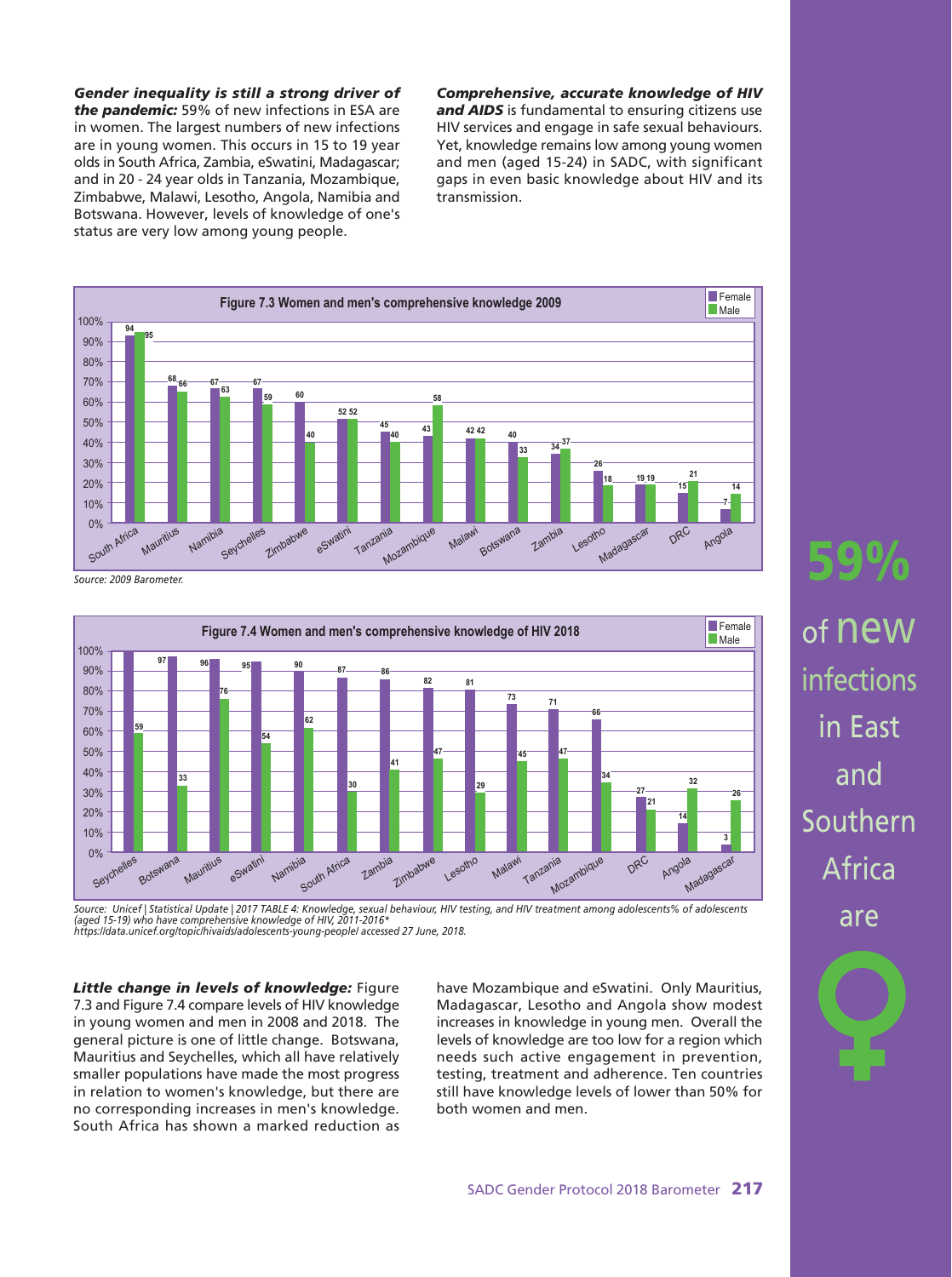***Gender inequality is still a strong driver of the pandemic:*** 59% of new infections in ESA are in women. The largest numbers of new infections are in young women. This occurs in 15 to 19 year olds in South Africa, Zambia, eSwatini, Madagascar; and in 20 - 24 year olds in Tanzania, Mozambique, Zimbabwe, Malawi, Lesotho, Angola, Namibia and Botswana. However, levels of knowledge of one's status are very low among young people.

***Comprehensive, accurate knowledge of HIV and AIDS*** is fundamental to ensuring citizens use HIV services and engage in safe sexual behaviours. Yet, knowledge remains low among young women and men (aged 15-24) in SADC, with significant gaps in even basic knowledge about HIV and its transmission.

**Figure 7.3 Women and men's comprehensive knowledge 2009**

| Country | Female | Male |
|---|---|---|
| South Africa | 94 | 95 |
| Mauritius | 68 | 66 |
| Namibia | 67 | 63 |
| Seychelles | 67 | 59 |
| Zimbabwe | 60 | 40 |
| eSwatini | 52 | 52 |
| Tanzania | 45 | 40 |
| Mozambique | 43 | 58 |
| Malawi | 42 | 42 |
| Botswana | 40 | 33 |
| Zambia | 34 | 37 |
| Lesotho | 26 | 18 |
| Madagascar | 19 | 19 |
| DRC | 15 | 21 |
| Angola | 7 | 14 |

*Source: 2009 Barometer.*

**Figure 7.4 Women and men's comprehensive knowledge of HIV 2018**

| Country | Female | Male |
|---|---|---|
| Seychelles | 100 | 59 |
| Botswana | 97 | 33 |
| Mauritius | 96 | 76 |
| eSwatini | 95 | 54 |
| Namibia | 90 | 62 |
| South Africa | 87 | 30 |
| Zambia | 86 | 41 |
| Zimbabwe | 82 | 47 |
| Lesotho | 81 | 29 |
| Malawi | 73 | 45 |
| Tanzania | 71 | 47 |
| Mozambique | 66 | 34 |
| DRC | 27 | 21 |
| Angola | 14 | 32 |
| Madagascar | 3 | 26 |

*Source: Unicef | Statistical Update | 2017 TABLE 4: Knowledge, sexual behaviour, HIV testing, and HIV treatment among adolescents% of adolescents (aged 15-19) who have comprehensive knowledge of HIV, 2011-2016\* https://data.unicef.org/topic/hivaids/adolescents-young-people/ accessed 27 June, 2018.*

***Little change in levels of knowledge:*** Figure 7.3 and Figure 7.4 compare levels of HIV knowledge in young women and men in 2008 and 2018. The general picture is one of little change. Botswana, Mauritius and Seychelles, which all have relatively smaller populations have made the most progress in relation to women's knowledge, but there are no corresponding increases in men's knowledge. South Africa has shown a marked reduction as have Mozambique and eSwatini. Only Mauritius, Madagascar, Lesotho and Angola show modest increases in knowledge in young men. Overall the levels of knowledge are too low for a region which needs such active engagement in prevention, testing, treatment and adherence. Ten countries still have knowledge levels of lower than 50% for both women and men.

**59%** of new infections in East and Southern Africa are ♀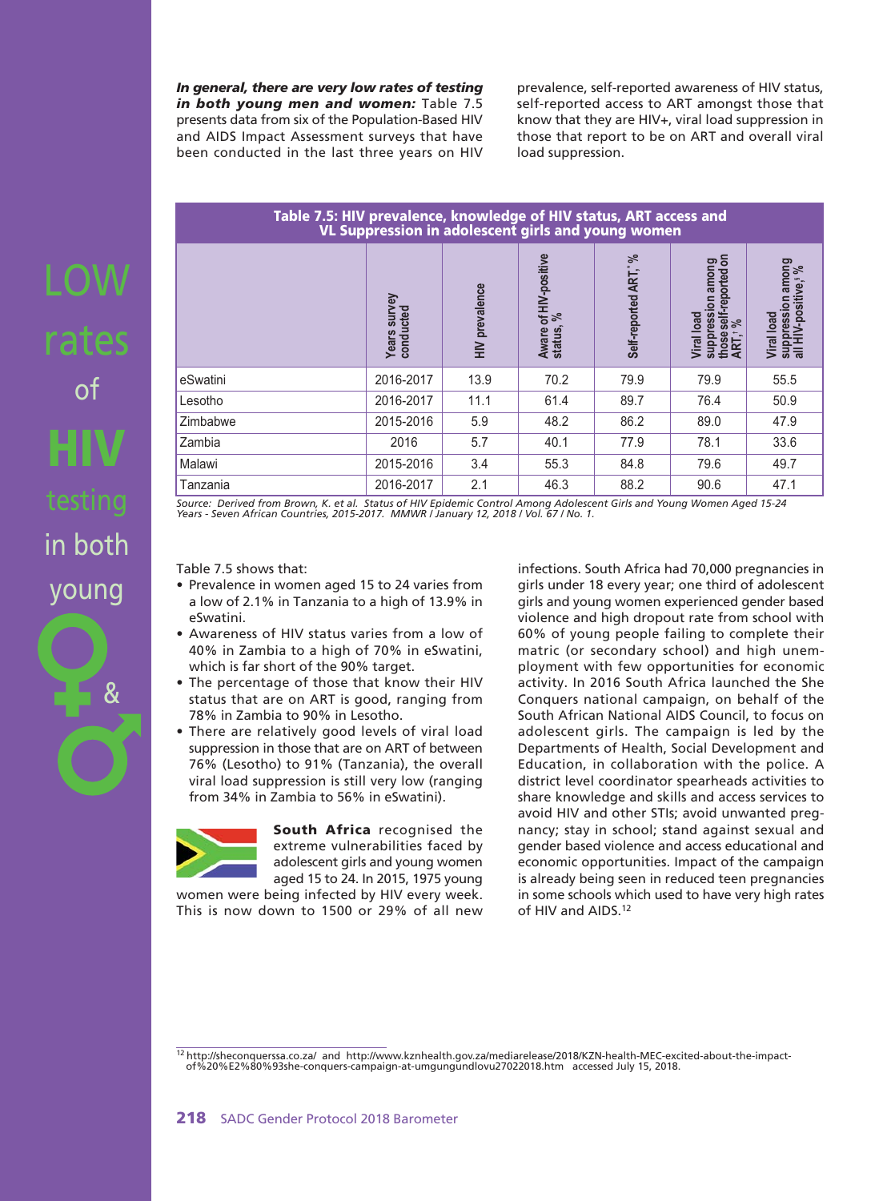LOW rates of HIV testing in both young ♀ & ♂

***In general, there are very low rates of testing in both young men and women:*** Table 7.5 presents data from six of the Population-Based HIV and AIDS Impact Assessment surveys that have been conducted in the last three years on HIV prevalence, self-reported awareness of HIV status, self-reported access to ART amongst those that know that they are HIV+, viral load suppression in those that report to be on ART and overall viral load suppression.

**Table 7.5: HIV prevalence, knowledge of HIV status, ART access and VL Suppression in adolescent girls and young women**

| | Years survey conducted | HIV prevalence | Aware of HIV-positive status, % | Self-reported ART,* % | Viral load suppression among those self-reported on ART,† % | Viral load suppression among all HIV-positive,§ % |
|---|---|---|---|---|---|---|
| eSwatini | 2016-2017 | 13.9 | 70.2 | 79.9 | 79.9 | 55.5 |
| Lesotho | 2016-2017 | 11.1 | 61.4 | 89.7 | 76.4 | 50.9 |
| Zimbabwe | 2015-2016 | 5.9 | 48.2 | 86.2 | 89.0 | 47.9 |
| Zambia | 2016 | 5.7 | 40.1 | 77.9 | 78.1 | 33.6 |
| Malawi | 2015-2016 | 3.4 | 55.3 | 84.8 | 79.6 | 49.7 |
| Tanzania | 2016-2017 | 2.1 | 46.3 | 88.2 | 90.6 | 47.1 |

*Source: Derived from Brown, K. et al. Status of HIV Epidemic Control Among Adolescent Girls and Young Women Aged 15-24 Years - Seven African Countries, 2015-2017. MMWR / January 12, 2018 / Vol. 67 / No. 1.*

Table 7.5 shows that:

- Prevalence in women aged 15 to 24 varies from a low of 2.1% in Tanzania to a high of 13.9% in eSwatini.
- Awareness of HIV status varies from a low of 40% in Zambia to a high of 70% in eSwatini, which is far short of the 90% target.
- The percentage of those that know their HIV status that are on ART is good, ranging from 78% in Zambia to 90% in Lesotho.
- There are relatively good levels of viral load suppression in those that are on ART of between 76% (Lesotho) to 91% (Tanzania), the overall viral load suppression is still very low (ranging from 34% in Zambia to 56% in eSwatini).

**South Africa** recognised the extreme vulnerabilities faced by adolescent girls and young women aged 15 to 24. In 2015, 1975 young women were being infected by HIV every week. This is now down to 1500 or 29% of all new infections. South Africa had 70,000 pregnancies in girls under 18 every year; one third of adolescent girls and young women experienced gender based violence and high dropout rate from school with 60% of young people failing to complete their matric (or secondary school) and high unemployment with few opportunities for economic activity. In 2016 South Africa launched the She Conquers national campaign, on behalf of the South African National AIDS Council, to focus on adolescent girls. The campaign is led by the Departments of Health, Social Development and Education, in collaboration with the police. A district level coordinator spearheads activities to share knowledge and skills and access services to avoid HIV and other STIs; avoid unwanted pregnancy; stay in school; stand against sexual and gender based violence and access educational and economic opportunities. Impact of the campaign is already being seen in reduced teen pregnancies in some schools which used to have very high rates of HIV and AIDS.[12]

[12] http://sheconquerssa.co.za/ and http://www.kznhealth.gov.za/mediarelease/2018/KZN-health-MEC-excited-about-the-impact-of%20%E2%80%93she-conquers-campaign-at-umgungundlovu27022018.htm accessed July 15, 2018.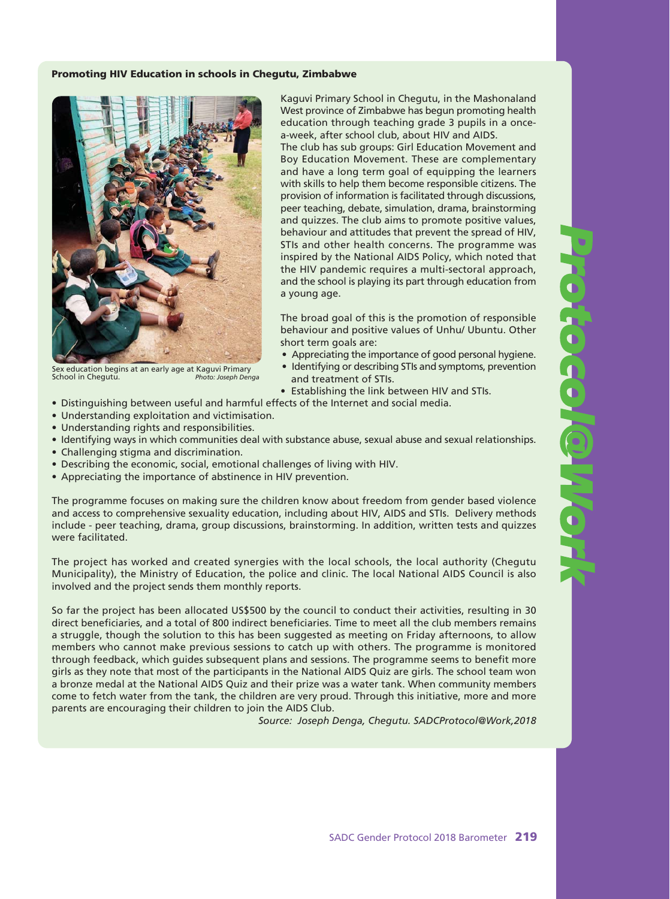**Promoting HIV Education in schools in Chegutu, Zimbabwe**

Sex education begins at an early age at Kaguvi Primary School in Chegutu. *Photo: Joseph Denga*

Kaguvi Primary School in Chegutu, in the Mashonaland West province of Zimbabwe has begun promoting health education through teaching grade 3 pupils in a once-a-week, after school club, about HIV and AIDS.

The club has sub groups: Girl Education Movement and Boy Education Movement. These are complementary and have a long term goal of equipping the learners with skills to help them become responsible citizens. The provision of information is facilitated through discussions, peer teaching, debate, simulation, drama, brainstorming and quizzes. The club aims to promote positive values, behaviour and attitudes that prevent the spread of HIV, STIs and other health concerns. The programme was inspired by the National AIDS Policy, which noted that the HIV pandemic requires a multi-sectoral approach, and the school is playing its part through education from a young age.

The broad goal of this is the promotion of responsible behaviour and positive values of Unhu/ Ubuntu. Other short term goals are:

- Appreciating the importance of good personal hygiene.
- Identifying or describing STIs and symptoms, prevention and treatment of STIs.
- Establishing the link between HIV and STIs.
- Distinguishing between useful and harmful effects of the Internet and social media.
- Understanding exploitation and victimisation.
- Understanding rights and responsibilities.
- Identifying ways in which communities deal with substance abuse, sexual abuse and sexual relationships.
- Challenging stigma and discrimination.
- Describing the economic, social, emotional challenges of living with HIV.
- Appreciating the importance of abstinence in HIV prevention.

The programme focuses on making sure the children know about freedom from gender based violence and access to comprehensive sexuality education, including about HIV, AIDS and STIs. Delivery methods include - peer teaching, drama, group discussions, brainstorming. In addition, written tests and quizzes were facilitated.

The project has worked and created synergies with the local schools, the local authority (Chegutu Municipality), the Ministry of Education, the police and clinic. The local National AIDS Council is also involved and the project sends them monthly reports.

So far the project has been allocated US$500 by the council to conduct their activities, resulting in 30 direct beneficiaries, and a total of 800 indirect beneficiaries. Time to meet all the club members remains a struggle, though the solution to this has been suggested as meeting on Friday afternoons, to allow members who cannot make previous sessions to catch up with others. The programme is monitored through feedback, which guides subsequent plans and sessions. The programme seems to benefit more girls as they note that most of the participants in the National AIDS Quiz are girls. The school team won a bronze medal at the National AIDS Quiz and their prize was a water tank. When community members come to fetch water from the tank, the children are very proud. Through this initiative, more and more parents are encouraging their children to join the AIDS Club.

*Source: Joseph Denga, Chegutu. SADCProtocol@Work,2018*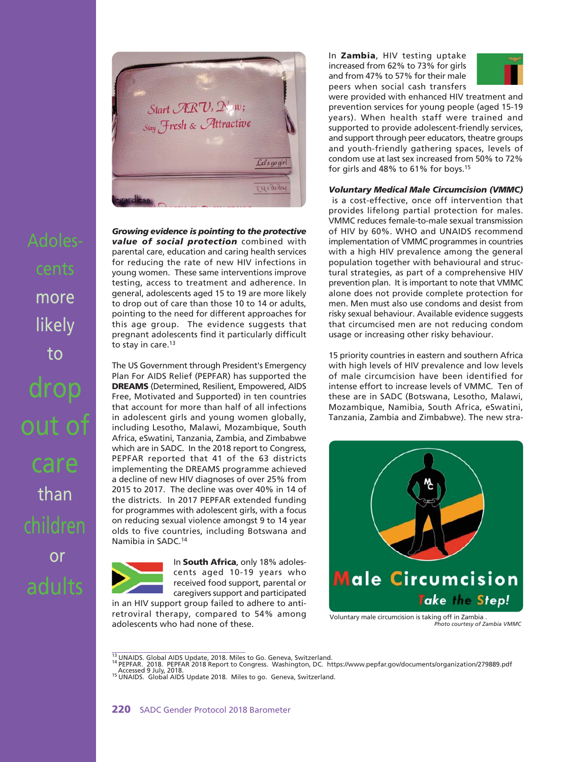Adolescents more likely to drop out of care than children or adults

***Growing evidence is pointing to the protective value of social protection*** combined with parental care, education and caring health services for reducing the rate of new HIV infections in young women. These same interventions improve testing, access to treatment and adherence. In general, adolescents aged 15 to 19 are more likely to drop out of care than those 10 to 14 or adults, pointing to the need for different approaches for this age group. The evidence suggests that pregnant adolescents find it particularly difficult to stay in care.[13]

The US Government through President's Emergency Plan For AIDS Relief (PEPFAR) has supported the **DREAMS** (Determined, Resilient, Empowered, AIDS Free, Motivated and Supported) in ten countries that account for more than half of all infections in adolescent girls and young women globally, including Lesotho, Malawi, Mozambique, South Africa, eSwatini, Tanzania, Zambia, and Zimbabwe which are in SADC. In the 2018 report to Congress, PEPFAR reported that 41 of the 63 districts implementing the DREAMS programme achieved a decline of new HIV diagnoses of over 25% from 2015 to 2017. The decline was over 40% in 14 of the districts. In 2017 PEPFAR extended funding for programmes with adolescent girls, with a focus on reducing sexual violence amongst 9 to 14 year olds to five countries, including Botswana and Namibia in SADC.[14]

In **South Africa**, only 18% adolescents aged 10-19 years who received food support, parental or caregivers support and participated in an HIV support group failed to adhere to antiretroviral therapy, compared to 54% among adolescents who had none of these.

In **Zambia**, HIV testing uptake increased from 62% to 73% for girls and from 47% to 57% for their male peers when social cash transfers were provided with enhanced HIV treatment and prevention services for young people (aged 15-19 years). When health staff were trained and supported to provide adolescent-friendly services, and support through peer educators, theatre groups and youth-friendly gathering spaces, levels of condom use at last sex increased from 50% to 72% for girls and 48% to 61% for boys.[15]

***Voluntary Medical Male Circumcision (VMMC)*** is a cost-effective, once off intervention that provides lifelong partial protection for males. VMMC reduces female-to-male sexual transmission of HIV by 60%. WHO and UNAIDS recommend implementation of VMMC programmes in countries with a high HIV prevalence among the general population together with behavioural and structural strategies, as part of a comprehensive HIV prevention plan. It is important to note that VMMC alone does not provide complete protection for men. Men must also use condoms and desist from risky sexual behaviour. Available evidence suggests that circumcised men are not reducing condom usage or increasing other risky behaviour.

15 priority countries in eastern and southern Africa with high levels of HIV prevalence and low levels of male circumcision have been identified for intense effort to increase levels of VMMC. Ten of these are in SADC (Botswana, Lesotho, Malawi, Mozambique, Namibia, South Africa, eSwatini, Tanzania, Zambia and Zimbabwe). The new stra-

Voluntary male circumcision is taking off in Zambia .
*Photo courtesy of Zambia VMMC*

---

[13] UNAIDS. Global AIDS Update, 2018. Miles to Go. Geneva, Switzerland.
[14] PEPFAR. 2018. PEPFAR 2018 Report to Congress. Washington, DC. https://www.pepfar.gov/documents/organization/279889.pdf Accessed 9 July, 2018.
[15] UNAIDS. Global AIDS Update 2018. Miles to go. Geneva, Switzerland.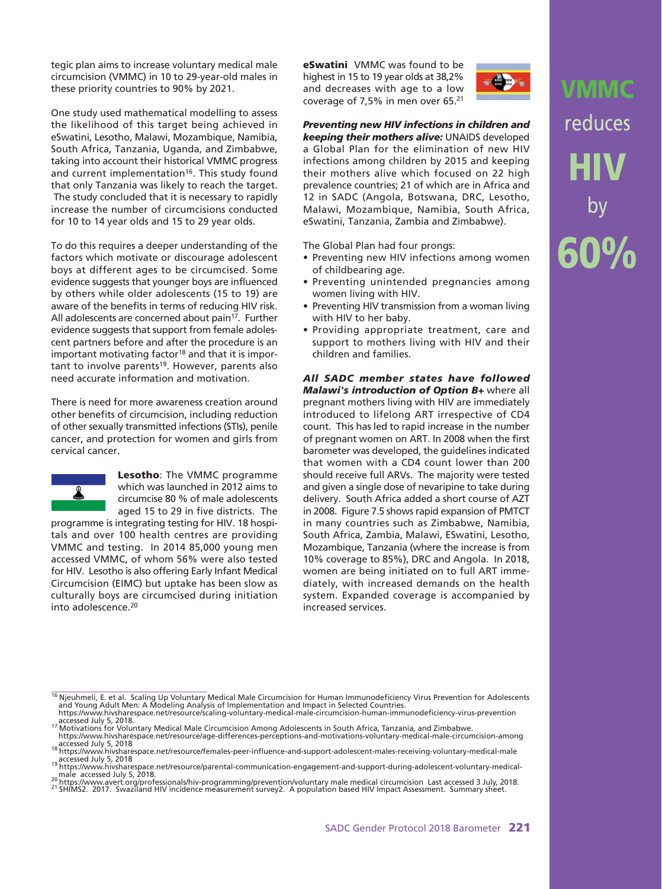tegic plan aims to increase voluntary medical male circumcision (VMMC) in 10 to 29-year-old males in these priority countries to 90% by 2021.

One study used mathematical modelling to assess the likelihood of this target being achieved in eSwatini, Lesotho, Malawi, Mozambique, Namibia, South Africa, Tanzania, Uganda, and Zimbabwe, taking into account their historical VMMC progress and current implementation[16]. This study found that only Tanzania was likely to reach the target. The study concluded that it is necessary to rapidly increase the number of circumcisions conducted for 10 to 14 year olds and 15 to 29 year olds.

To do this requires a deeper understanding of the factors which motivate or discourage adolescent boys at different ages to be circumcised. Some evidence suggests that younger boys are influenced by others while older adolescents (15 to 19) are aware of the benefits in terms of reducing HIV risk. All adolescents are concerned about pain[17]. Further evidence suggests that support from female adolescent partners before and after the procedure is an important motivating factor[18] and that it is important to involve parents[19]. However, parents also need accurate information and motivation.

There is need for more awareness creation around other benefits of circumcision, including reduction of other sexually transmitted infections (STIs), penile cancer, and protection for women and girls from cervical cancer.

**Lesotho**: The VMMC programme which was launched in 2012 aims to circumcise 80 % of male adolescents aged 15 to 29 in five districts. The programme is integrating testing for HIV. 18 hospitals and over 100 health centres are providing VMMC and testing. In 2014 85,000 young men accessed VMMC, of whom 56% were also tested for HIV. Lesotho is also offering Early Infant Medical Circumcision (EIMC) but uptake has been slow as culturally boys are circumcised during initiation into adolescence.[20]

**eSwatini** VMMC was found to be highest in 15 to 19 year olds at 38,2% and decreases with age to a low coverage of 7,5% in men over 65.[21]

***Preventing new HIV infections in children and keeping their mothers alive:*** UNAIDS developed a Global Plan for the elimination of new HIV infections among children by 2015 and keeping their mothers alive which focused on 22 high prevalence countries; 21 of which are in Africa and 12 in SADC (Angola, Botswana, DRC, Lesotho, Malawi, Mozambique, Namibia, South Africa, eSwatini, Tanzania, Zambia and Zimbabwe).

The Global Plan had four prongs:

- Preventing new HIV infections among women of childbearing age.
- Preventing unintended pregnancies among women living with HIV.
- Preventing HIV transmission from a woman living with HIV to her baby.
- Providing appropriate treatment, care and support to mothers living with HIV and their children and families.

***All SADC member states have followed Malawi's introduction of Option B+*** where all pregnant mothers living with HIV are immediately introduced to lifelong ART irrespective of CD4 count. This has led to rapid increase in the number of pregnant women on ART. In 2008 when the first barometer was developed, the guidelines indicated that women with a CD4 count lower than 200 should receive full ARVs. The majority were tested and given a single dose of nevaripine to take during delivery. South Africa added a short course of AZT in 2008. Figure 7.5 shows rapid expansion of PMTCT in many countries such as Zimbabwe, Namibia, South Africa, Zambia, Malawi, ESwatini, Lesotho, Mozambique, Tanzania (where the increase is from 10% coverage to 85%), DRC and Angola. In 2018, women are being initiated on to full ART immediately, with increased demands on the health system. Expanded coverage is accompanied by increased services.

**VMMC** reduces **HIV** by **60%**

---

[16] Njeuhmeli, E. et al. Scaling Up Voluntary Medical Male Circumcision for Human Immunodeficiency Virus Prevention for Adolescents and Young Adult Men: A Modeling Analysis of Implementation and Impact in Selected Countries. https://www.hivsharespace.net/resource/scaling-voluntary-medical-male-circumcision-human-immunodeficiency-virus-prevention accessed July 5, 2018.

[17] Motivations for Voluntary Medical Male Circumcision Among Adolescents in South Africa, Tanzania, and Zimbabwe. https://www.hivsharespace.net/resource/age-differences-perceptions-and-motivations-voluntary-medical-male-circumcision-among accessed July 5, 2018

[18] https://www.hivsharespace.net/resource/females-peer-influence-and-support-adolescent-males-receiving-voluntary-medical-male accessed July 5, 2018

[19] https://www.hivsharespace.net/resource/parental-communication-engagement-and-support-during-adolescent-voluntary-medical-male accessed July 5, 2018.

[20] https://www.avert.org/professionals/hiv-programming/prevention/voluntary male medical circumcision Last accessed 3 July, 2018.

[21] SHIMS2. 2017. Swaziland HIV incidence measurement survey2. A population based HIV Impact Assessment. Summary sheet.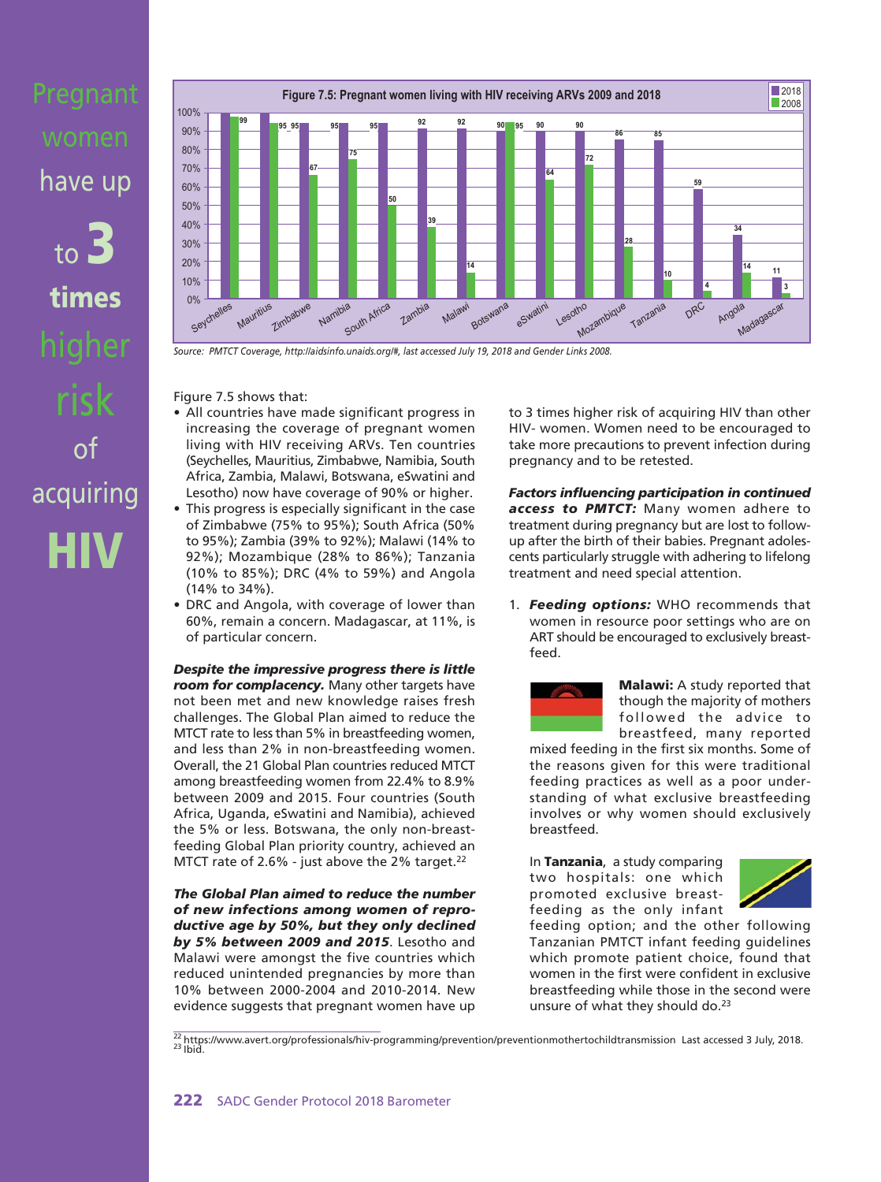Pregnant women have up to **3 times** higher risk of acquiring **HIV**

**Figure 7.5: Pregnant women living with HIV receiving ARVs 2009 and 2018**

| Country | 2018 | 2008 |
|---|---|---|
| Seychelles | | 99 |
| Mauritius | 95 | 95 |
| Zimbabwe | 95 | 67 |
| Namibia | | 75 |
| South Africa | 95 | 50 |
| Zambia | 92 | 39 |
| Malawi | 92 | 14 |
| Botswana | 90 | 95 |
| eSwatini | 90 | 64 |
| Lesotho | 90 | 72 |
| Mozambique | 86 | 28 |
| Tanzania | 85 | 10 |
| DRC | 59 | 4 |
| Angola | 34 | 14 |
| Madagascar | 11 | 3 |

*Source: PMTCT Coverage, http://aidsinfo.unaids.org/#, last accessed July 19, 2018 and Gender Links 2008.*

Figure 7.5 shows that:

- All countries have made significant progress in increasing the coverage of pregnant women living with HIV receiving ARVs. Ten countries (Seychelles, Mauritius, Zimbabwe, Namibia, South Africa, Zambia, Malawi, Botswana, eSwatini and Lesotho) now have coverage of 90% or higher.
- This progress is especially significant in the case of Zimbabwe (75% to 95%); South Africa (50% to 95%); Zambia (39% to 92%); Malawi (14% to 92%); Mozambique (28% to 86%); Tanzania (10% to 85%); DRC (4% to 59%) and Angola (14% to 34%).
- DRC and Angola, with coverage of lower than 60%, remain a concern. Madagascar, at 11%, is of particular concern.

***Despite the impressive progress there is little room for complacency.*** Many other targets have not been met and new knowledge raises fresh challenges. The Global Plan aimed to reduce the MTCT rate to less than 5% in breastfeeding women, and less than 2% in non-breastfeeding women. Overall, the 21 Global Plan countries reduced MTCT among breastfeeding women from 22.4% to 8.9% between 2009 and 2015. Four countries (South Africa, Uganda, eSwatini and Namibia), achieved the 5% or less. Botswana, the only non-breastfeeding Global Plan priority country, achieved an MTCT rate of 2.6% - just above the 2% target.[22]

***The Global Plan aimed to reduce the number of new infections among women of reproductive age by 50%, but they only declined by 5% between 2009 and 2015***. Lesotho and Malawi were amongst the five countries which reduced unintended pregnancies by more than 10% between 2000-2004 and 2010-2014. New evidence suggests that pregnant women have up to 3 times higher risk of acquiring HIV than other HIV- women. Women need to be encouraged to take more precautions to prevent infection during pregnancy and to be retested.

***Factors influencing participation in continued access to PMTCT:*** Many women adhere to treatment during pregnancy but are lost to follow-up after the birth of their babies. Pregnant adolescents particularly struggle with adhering to lifelong treatment and need special attention.

1. ***Feeding options:*** WHO recommends that women in resource poor settings who are on ART should be encouraged to exclusively breastfeed.

**Malawi:** A study reported that though the majority of mothers followed the advice to breastfeed, many reported mixed feeding in the first six months. Some of the reasons given for this were traditional feeding practices as well as a poor understanding of what exclusive breastfeeding involves or why women should exclusively breastfeed.

In **Tanzania**, a study comparing two hospitals: one which promoted exclusive breastfeeding as the only infant feeding option; and the other following Tanzanian PMTCT infant feeding guidelines which promote patient choice, found that women in the first were confident in exclusive breastfeeding while those in the second were unsure of what they should do.[23]

[22] https://www.avert.org/professionals/hiv-programming/prevention/preventionmothertochildtransmission Last accessed 3 July, 2018.
[23] Ibid.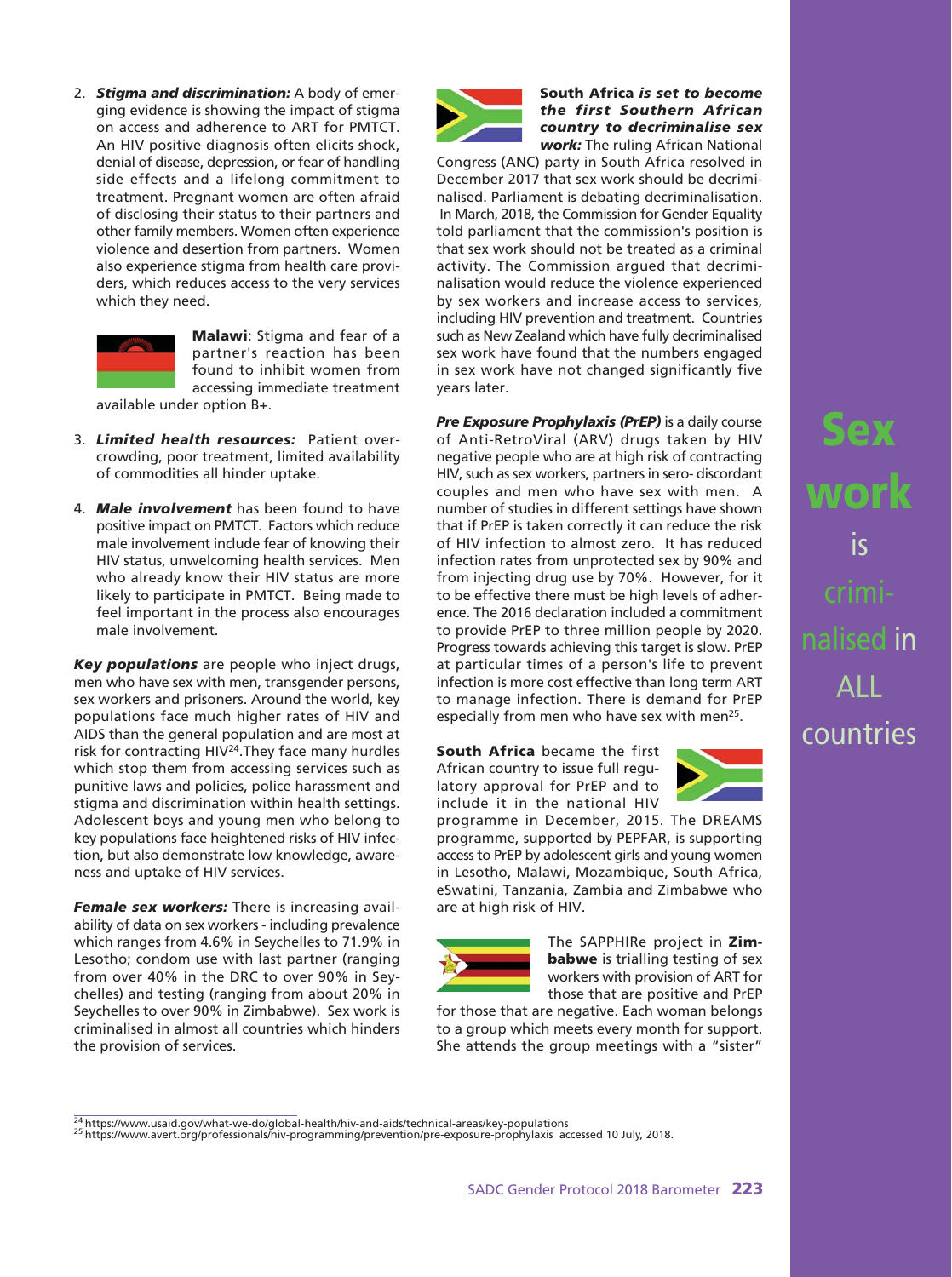2. ***Stigma and discrimination:*** A body of emerging evidence is showing the impact of stigma on access and adherence to ART for PMTCT. An HIV positive diagnosis often elicits shock, denial of disease, depression, or fear of handling side effects and a lifelong commitment to treatment. Pregnant women are often afraid of disclosing their status to their partners and other family members. Women often experience violence and desertion from partners. Women also experience stigma from health care providers, which reduces access to the very services which they need.

**Malawi**: Stigma and fear of a partner's reaction has been found to inhibit women from accessing immediate treatment available under option B+.

3. ***Limited health resources:*** Patient overcrowding, poor treatment, limited availability of commodities all hinder uptake.

4. ***Male involvement*** has been found to have positive impact on PMTCT. Factors which reduce male involvement include fear of knowing their HIV status, unwelcoming health services. Men who already know their HIV status are more likely to participate in PMTCT. Being made to feel important in the process also encourages male involvement.

***Key populations*** are people who inject drugs, men who have sex with men, transgender persons, sex workers and prisoners. Around the world, key populations face much higher rates of HIV and AIDS than the general population and are most at risk for contracting HIV[24]. They face many hurdles which stop them from accessing services such as punitive laws and policies, police harassment and stigma and discrimination within health settings. Adolescent boys and young men who belong to key populations face heightened risks of HIV infection, but also demonstrate low knowledge, awareness and uptake of HIV services.

***Female sex workers:*** There is increasing availability of data on sex workers - including prevalence which ranges from 4.6% in Seychelles to 71.9% in Lesotho; condom use with last partner (ranging from over 40% in the DRC to over 90% in Seychelles) and testing (ranging from about 20% in Seychelles to over 90% in Zimbabwe). Sex work is criminalised in almost all countries which hinders the provision of services.

**South Africa** ***is set to become the first Southern African country to decriminalise sex work:*** The ruling African National Congress (ANC) party in South Africa resolved in December 2017 that sex work should be decriminalised. Parliament is debating decriminalisation. In March, 2018, the Commission for Gender Equality told parliament that the commission's position is that sex work should not be treated as a criminal activity. The Commission argued that decriminalisation would reduce the violence experienced by sex workers and increase access to services, including HIV prevention and treatment. Countries such as New Zealand which have fully decriminalised sex work have found that the numbers engaged in sex work have not changed significantly five years later.

***Pre Exposure Prophylaxis (PrEP)*** is a daily course of Anti-RetroViral (ARV) drugs taken by HIV negative people who are at high risk of contracting HIV, such as sex workers, partners in sero- discordant couples and men who have sex with men. A number of studies in different settings have shown that if PrEP is taken correctly it can reduce the risk of HIV infection to almost zero. It has reduced infection rates from unprotected sex by 90% and from injecting drug use by 70%. However, for it to be effective there must be high levels of adherence. The 2016 declaration included a commitment to provide PrEP to three million people by 2020. Progress towards achieving this target is slow. PrEP at particular times of a person's life to prevent infection is more cost effective than long term ART to manage infection. There is demand for PrEP especially from men who have sex with men[25].

**South Africa** became the first African country to issue full regulatory approval for PrEP and to include it in the national HIV programme in December, 2015. The DREAMS programme, supported by PEPFAR, is supporting access to PrEP by adolescent girls and young women in Lesotho, Malawi, Mozambique, South Africa, eSwatini, Tanzania, Zambia and Zimbabwe who are at high risk of HIV.

The SAPPHIRe project in **Zimbabwe** is trialling testing of sex workers with provision of ART for those that are positive and PrEP for those that are negative. Each woman belongs to a group which meets every month for support. She attends the group meetings with a "sister"

**Sex work** is criminalised in ALL countries

[24] https://www.usaid.gov/what-we-do/global-health/hiv-and-aids/technical-areas/key-populations
[25] https://www.avert.org/professionals/hiv-programming/prevention/pre-exposure-prophylaxis accessed 10 July, 2018.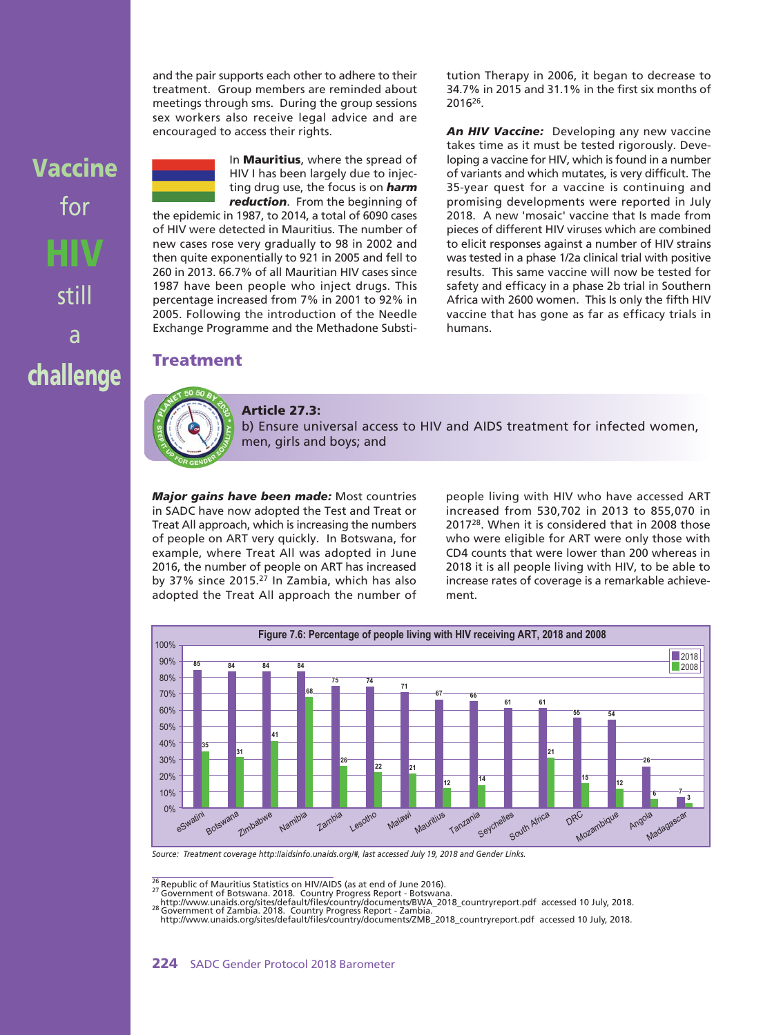and the pair supports each other to adhere to their treatment. Group members are reminded about meetings through sms. During the group sessions sex workers also receive legal advice and are encouraged to access their rights.

In **Mauritius**, where the spread of HIV I has been largely due to injecting drug use, the focus is on ***harm reduction***. From the beginning of the epidemic in 1987, to 2014, a total of 6090 cases of HIV were detected in Mauritius. The number of new cases rose very gradually to 98 in 2002 and then quite exponentially to 921 in 2005 and fell to 260 in 2013. 66.7% of all Mauritian HIV cases since 1987 have been people who inject drugs. This percentage increased from 7% in 2001 to 92% in 2005. Following the introduction of the Needle Exchange Programme and the Methadone Substitution Therapy in 2006, it began to decrease to 34.7% in 2015 and 31.1% in the first six months of 2016[26].

**Vaccine for HIV still a challenge**

***An HIV Vaccine:*** Developing any new vaccine takes time as it must be tested rigorously. Developing a vaccine for HIV, which is found in a number of variants and which mutates, is very difficult. The 35-year quest for a vaccine is continuing and promising developments were reported in July 2018. A new 'mosaic' vaccine that Is made from pieces of different HIV viruses which are combined to elicit responses against a number of HIV strains was tested in a phase 1/2a clinical trial with positive results. This same vaccine will now be tested for safety and efficacy in a phase 2b trial in Southern Africa with 2600 women. This Is only the fifth HIV vaccine that has gone as far as efficacy trials in humans.

## Treatment

**Article 27.3:**
b) Ensure universal access to HIV and AIDS treatment for infected women, men, girls and boys; and

***Major gains have been made:*** Most countries in SADC have now adopted the Test and Treat or Treat All approach, which is increasing the numbers of people on ART very quickly. In Botswana, for example, where Treat All was adopted in June 2016, the number of people on ART has increased by 37% since 2015.[27] In Zambia, which has also adopted the Treat All approach the number of people living with HIV who have accessed ART increased from 530,702 in 2013 to 855,070 in 2017[28]. When it is considered that in 2008 those who were eligible for ART were only those with CD4 counts that were lower than 200 whereas in 2018 it is all people living with HIV, to be able to increase rates of coverage is a remarkable achievement.

**Figure 7.6: Percentage of people living with HIV receiving ART, 2018 and 2008**

| Country | 2018 | 2008 |
|---|---|---|
| eSwatini | 85 | 35 |
| Botswana | 84 | 31 |
| Zimbabwe | 84 | 41 |
| Namibia | 84 | 68 |
| Zambia | 75 | 26 |
| Lesotho | 74 | 22 |
| Malawi | 71 | 21 |
| Mauritius | 67 | 12 |
| Tanzania | 66 | 14 |
| Seychelles | 61 | |
| South Africa | 61 | 21 |
| DRC | 55 | 15 |
| Mozambique | 54 | 12 |
| Angola | 26 | 6 |
| Madagascar | 7 | 3 |

*Source: Treatment coverage http://aidsinfo.unaids.org/#, last accessed July 19, 2018 and Gender Links.*

[26] Republic of Mauritius Statistics on HIV/AIDS (as at end of June 2016).
[27] Government of Botswana. 2018. Country Progress Report - Botswana. http://www.unaids.org/sites/default/files/country/documents/BWA_2018_countryreport.pdf accessed 10 July, 2018.
[28] Government of Zambia. 2018. Country Progress Report - Zambia. http://www.unaids.org/sites/default/files/country/documents/ZMB_2018_countryreport.pdf accessed 10 July, 2018.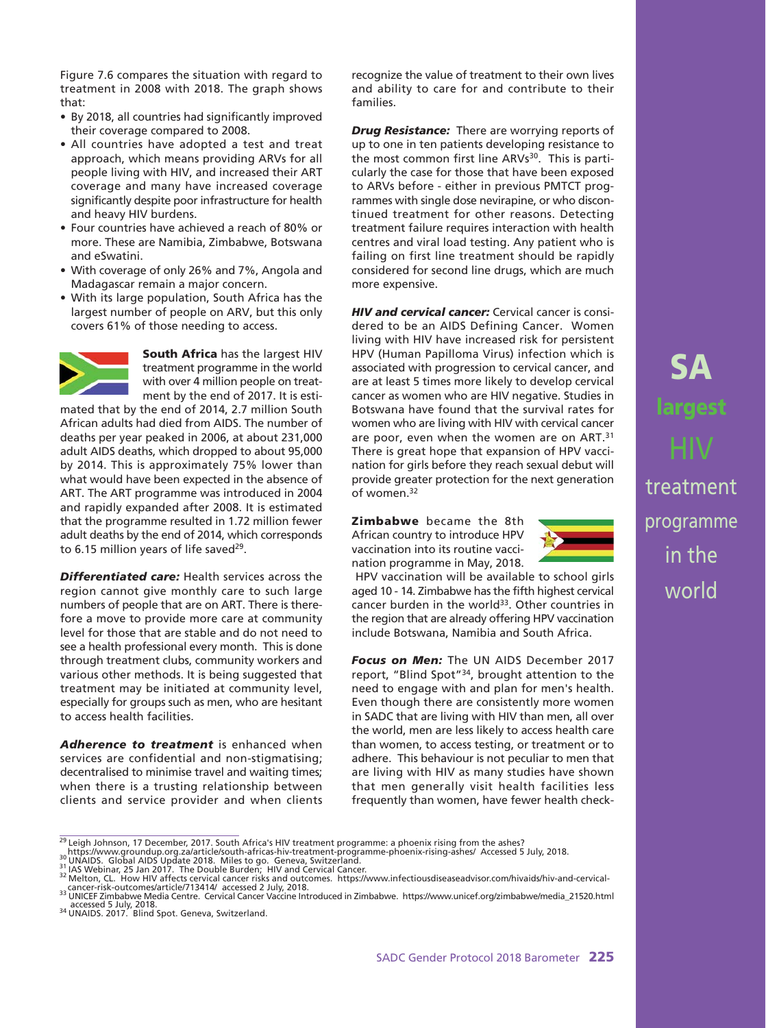Figure 7.6 compares the situation with regard to treatment in 2008 with 2018. The graph shows that:

- By 2018, all countries had significantly improved their coverage compared to 2008.
- All countries have adopted a test and treat approach, which means providing ARVs for all people living with HIV, and increased their ART coverage and many have increased coverage significantly despite poor infrastructure for health and heavy HIV burdens.
- Four countries have achieved a reach of 80% or more. These are Namibia, Zimbabwe, Botswana and eSwatini.
- With coverage of only 26% and 7%, Angola and Madagascar remain a major concern.
- With its large population, South Africa has the largest number of people on ARV, but this only covers 61% of those needing to access.

**South Africa** has the largest HIV treatment programme in the world with over 4 million people on treatment by the end of 2017. It is estimated that by the end of 2014, 2.7 million South African adults had died from AIDS. The number of deaths per year peaked in 2006, at about 231,000 adult AIDS deaths, which dropped to about 95,000 by 2014. This is approximately 75% lower than what would have been expected in the absence of ART. The ART programme was introduced in 2004 and rapidly expanded after 2008. It is estimated that the programme resulted in 1.72 million fewer adult deaths by the end of 2014, which corresponds to 6.15 million years of life saved[29].

***Differentiated care:*** Health services across the region cannot give monthly care to such large numbers of people that are on ART. There is therefore a move to provide more care at community level for those that are stable and do not need to see a health professional every month. This is done through treatment clubs, community workers and various other methods. It is being suggested that treatment may be initiated at community level, especially for groups such as men, who are hesitant to access health facilities.

***Adherence to treatment*** is enhanced when services are confidential and non-stigmatising; decentralised to minimise travel and waiting times; when there is a trusting relationship between clients and service provider and when clients recognize the value of treatment to their own lives and ability to care for and contribute to their families.

***Drug Resistance:*** There are worrying reports of up to one in ten patients developing resistance to the most common first line ARVs[30]. This is particularly the case for those that have been exposed to ARVs before - either in previous PMTCT programmes with single dose nevirapine, or who discontinued treatment for other reasons. Detecting treatment failure requires interaction with health centres and viral load testing. Any patient who is failing on first line treatment should be rapidly considered for second line drugs, which are much more expensive.

***HIV and cervical cancer:*** Cervical cancer is considered to be an AIDS Defining Cancer. Women living with HIV have increased risk for persistent HPV (Human Papilloma Virus) infection which is associated with progression to cervical cancer, and are at least 5 times more likely to develop cervical cancer as women who are HIV negative. Studies in Botswana have found that the survival rates for women who are living with HIV with cervical cancer are poor, even when the women are on ART.[31] There is great hope that expansion of HPV vaccination for girls before they reach sexual debut will provide greater protection for the next generation of women.[32]

**Zimbabwe** became the 8th African country to introduce HPV vaccination into its routine vaccination programme in May, 2018. HPV vaccination will be available to school girls aged 10 - 14. Zimbabwe has the fifth highest cervical cancer burden in the world[33]. Other countries in the region that are already offering HPV vaccination include Botswana, Namibia and South Africa.

***Focus on Men:*** The UN AIDS December 2017 report, "Blind Spot"[34], brought attention to the need to engage with and plan for men's health. Even though there are consistently more women in SADC that are living with HIV than men, all over the world, men are less likely to access health care than women, to access testing, or treatment or to adhere. This behaviour is not peculiar to men that are living with HIV as many studies have shown that men generally visit health facilities less frequently than women, have fewer health check-

**SA largest HIV treatment programme in the world**

---

[29] Leigh Johnson, 17 December, 2017. South Africa's HIV treatment programme: a phoenix rising from the ashes? https://www.groundup.org.za/article/south-africas-hiv-treatment-programme-phoenix-rising-ashes/ Accessed 5 July, 2018.
[30] UNAIDS. Global AIDS Update 2018. Miles to go. Geneva, Switzerland.
[31] IAS Webinar, 25 Jan 2017. The Double Burden; HIV and Cervical Cancer.
[32] Melton, CL. How HIV affects cervical cancer risks and outcomes. https://www.infectiousdiseaseadvisor.com/hivaids/hiv-and-cervical-cancer-risk-outcomes/article/713414/ accessed 2 July, 2018.
[33] UNICEF Zimbabwe Media Centre. Cervical Cancer Vaccine Introduced in Zimbabwe. https://www.unicef.org/zimbabwe/media_21520.html accessed 5 July, 2018.
[34] UNAIDS. 2017. Blind Spot. Geneva, Switzerland.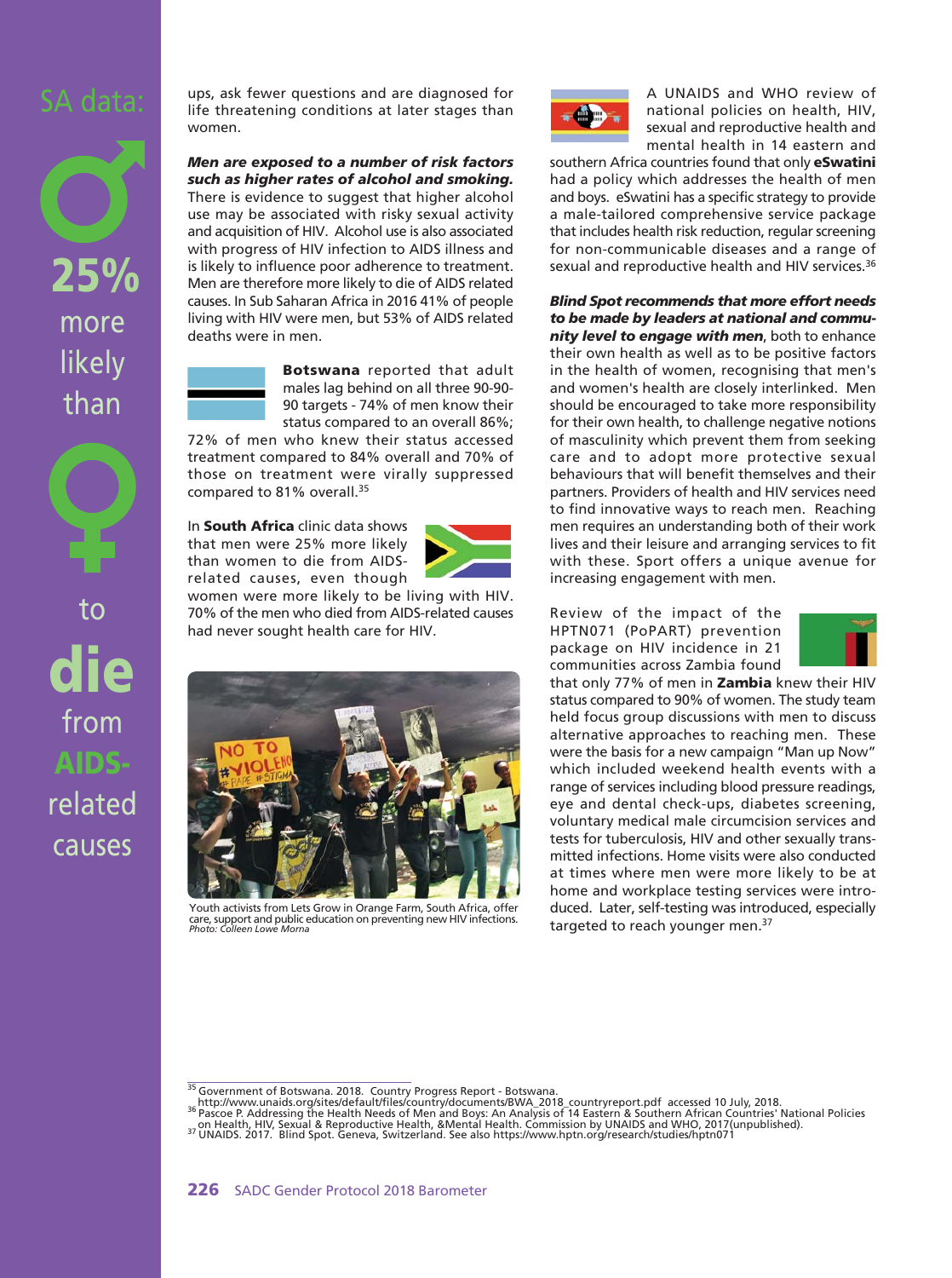SA data:

25% more likely than women to die from AIDS-related causes

ups, ask fewer questions and are diagnosed for life threatening conditions at later stages than women.

***Men are exposed to a number of risk factors such as higher rates of alcohol and smoking.*** There is evidence to suggest that higher alcohol use may be associated with risky sexual activity and acquisition of HIV. Alcohol use is also associated with progress of HIV infection to AIDS illness and is likely to influence poor adherence to treatment. Men are therefore more likely to die of AIDS related causes. In Sub Saharan Africa in 2016 41% of people living with HIV were men, but 53% of AIDS related deaths were in men.

**Botswana** reported that adult males lag behind on all three 90-90-90 targets - 74% of men know their status compared to an overall 86%; 72% of men who knew their status accessed treatment compared to 84% overall and 70% of those on treatment were virally suppressed compared to 81% overall.[35]

In **South Africa** clinic data shows that men were 25% more likely than women to die from AIDS-related causes, even though women were more likely to be living with HIV. 70% of the men who died from AIDS-related causes had never sought health care for HIV.

Youth activists from Lets Grow in Orange Farm, South Africa, offer care, support and public education on preventing new HIV infections.
*Photo: Colleen Lowe Morna*

A UNAIDS and WHO review of national policies on health, HIV, sexual and reproductive health and mental health in 14 eastern and southern Africa countries found that only **eSwatini** had a policy which addresses the health of men and boys. eSwatini has a specific strategy to provide a male-tailored comprehensive service package that includes health risk reduction, regular screening for non-communicable diseases and a range of sexual and reproductive health and HIV services.[36]

***Blind Spot recommends that more effort needs to be made by leaders at national and community level to engage with men***, both to enhance their own health as well as to be positive factors in the health of women, recognising that men's and women's health are closely interlinked. Men should be encouraged to take more responsibility for their own health, to challenge negative notions of masculinity which prevent them from seeking care and to adopt more protective sexual behaviours that will benefit themselves and their partners. Providers of health and HIV services need to find innovative ways to reach men. Reaching men requires an understanding both of their work lives and their leisure and arranging services to fit with these. Sport offers a unique avenue for increasing engagement with men.

Review of the impact of the HPTN071 (PoPART) prevention package on HIV incidence in 21 communities across Zambia found that only 77% of men in **Zambia** knew their HIV status compared to 90% of women. The study team held focus group discussions with men to discuss alternative approaches to reaching men. These were the basis for a new campaign "Man up Now" which included weekend health events with a range of services including blood pressure readings, eye and dental check-ups, diabetes screening, voluntary medical male circumcision services and tests for tuberculosis, HIV and other sexually transmitted infections. Home visits were also conducted at times where men were more likely to be at home and workplace testing services were introduced. Later, self-testing was introduced, especially targeted to reach younger men.[37]

---

[35] Government of Botswana. 2018. Country Progress Report - Botswana. http://www.unaids.org/sites/default/files/country/documents/BWA_2018_countryreport.pdf accessed 10 July, 2018.
[36] Pascoe P. Addressing the Health Needs of Men and Boys: An Analysis of 14 Eastern & Southern African Countries' National Policies on Health, HIV, Sexual & Reproductive Health, &Mental Health. Commission by UNAIDS and WHO, 2017(unpublished).
[37] UNAIDS. 2017. Blind Spot. Geneva, Switzerland. See also https://www.hptn.org/research/studies/hptn071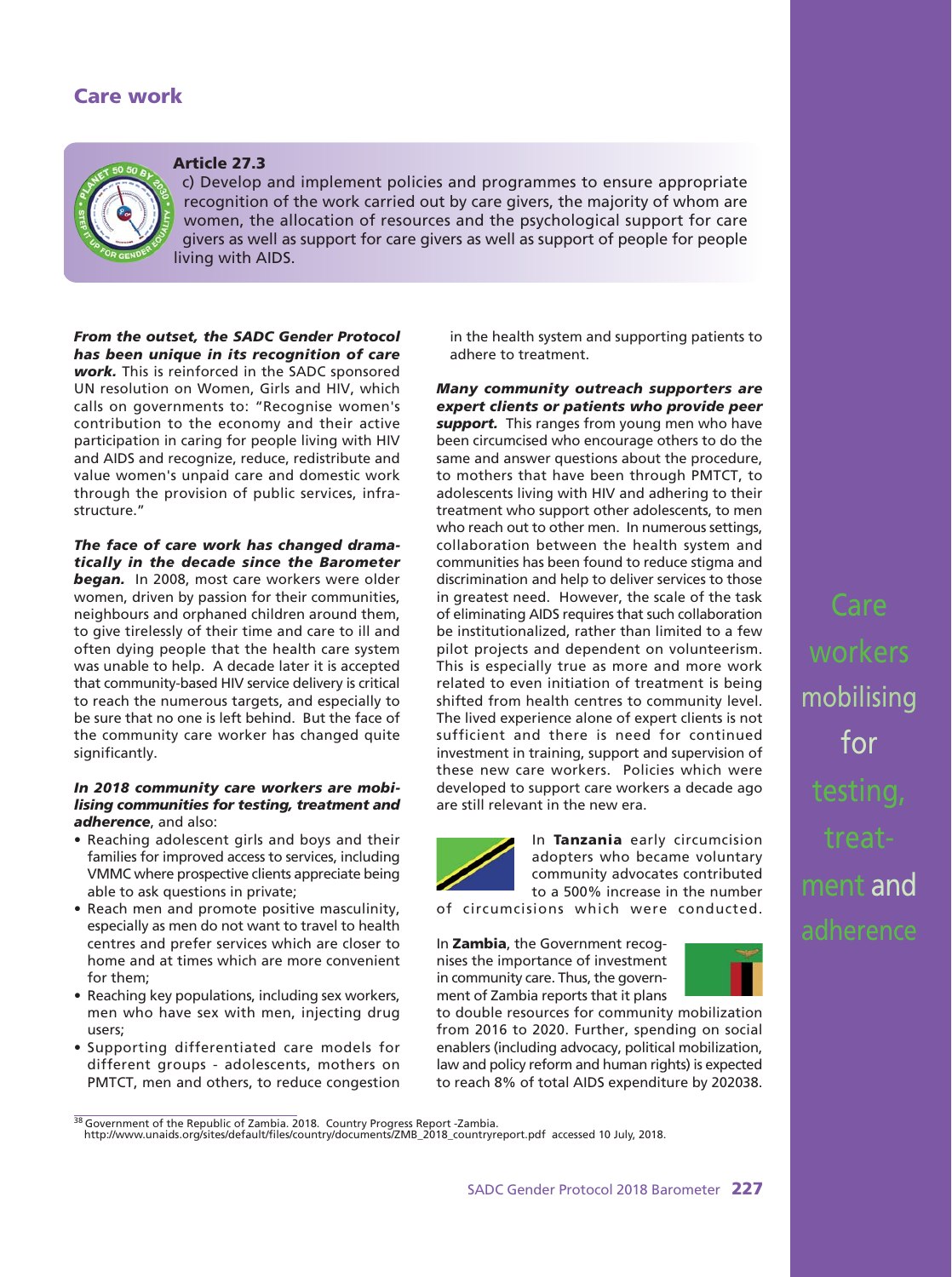## Care work

**Article 27.3**

c) Develop and implement policies and programmes to ensure appropriate recognition of the work carried out by care givers, the majority of whom are women, the allocation of resources and the psychological support for care givers as well as support for care givers as well as support of people for people living with AIDS.

***From the outset, the SADC Gender Protocol has been unique in its recognition of care work.*** This is reinforced in the SADC sponsored UN resolution on Women, Girls and HIV, which calls on governments to: "Recognise women's contribution to the economy and their active participation in caring for people living with HIV and AIDS and recognize, reduce, redistribute and value women's unpaid care and domestic work through the provision of public services, infrastructure."

***The face of care work has changed dramatically in the decade since the Barometer began.*** In 2008, most care workers were older women, driven by passion for their communities, neighbours and orphaned children around them, to give tirelessly of their time and care to ill and often dying people that the health care system was unable to help. A decade later it is accepted that community-based HIV service delivery is critical to reach the numerous targets, and especially to be sure that no one is left behind. But the face of the community care worker has changed quite significantly.

***In 2018 community care workers are mobilising communities for testing, treatment and adherence***, and also:

- Reaching adolescent girls and boys and their families for improved access to services, including VMMC where prospective clients appreciate being able to ask questions in private;
- Reach men and promote positive masculinity, especially as men do not want to travel to health centres and prefer services which are closer to home and at times which are more convenient for them;
- Reaching key populations, including sex workers, men who have sex with men, injecting drug users;
- Supporting differentiated care models for different groups - adolescents, mothers on PMTCT, men and others, to reduce congestion in the health system and supporting patients to adhere to treatment.

***Many community outreach supporters are expert clients or patients who provide peer support.*** This ranges from young men who have been circumcised who encourage others to do the same and answer questions about the procedure, to mothers that have been through PMTCT, to adolescents living with HIV and adhering to their treatment who support other adolescents, to men who reach out to other men. In numerous settings, collaboration between the health system and communities has been found to reduce stigma and discrimination and help to deliver services to those in greatest need. However, the scale of the task of eliminating AIDS requires that such collaboration be institutionalized, rather than limited to a few pilot projects and dependent on volunteerism. This is especially true as more and more work related to even initiation of treatment is being shifted from health centres to community level. The lived experience alone of expert clients is not sufficient and there is need for continued investment in training, support and supervision of these new care workers. Policies which were developed to support care workers a decade ago are still relevant in the new era.

In **Tanzania** early circumcision adopters who became voluntary community advocates contributed to a 500% increase in the number of circumcisions which were conducted.

In **Zambia**, the Government recognises the importance of investment in community care. Thus, the government of Zambia reports that it plans to double resources for community mobilization from 2016 to 2020. Further, spending on social enablers (including advocacy, political mobilization, law and policy reform and human rights) is expected to reach 8% of total AIDS expenditure by 2020[38].

Care workers mobilising for testing, treatment and adherence

[38] Government of the Republic of Zambia. 2018. Country Progress Report -Zambia. http://www.unaids.org/sites/default/files/country/documents/ZMB_2018_countryreport.pdf accessed 10 July, 2018.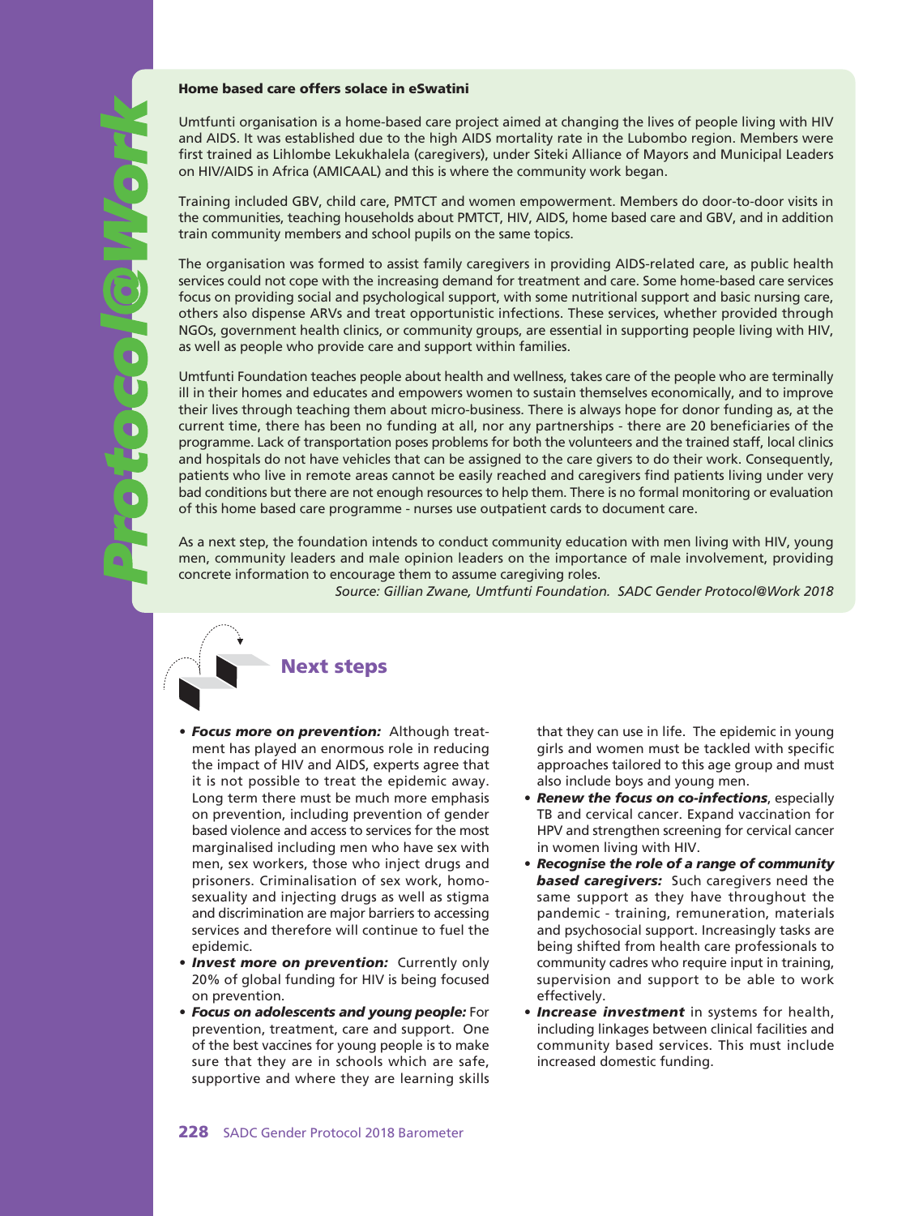Protocol@Work

### Home based care offers solace in eSwatini

Umtfunti organisation is a home-based care project aimed at changing the lives of people living with HIV and AIDS. It was established due to the high AIDS mortality rate in the Lubombo region. Members were first trained as Lihlombe Lekukhalela (caregivers), under Siteki Alliance of Mayors and Municipal Leaders on HIV/AIDS in Africa (AMICAAL) and this is where the community work began.

Training included GBV, child care, PMTCT and women empowerment. Members do door-to-door visits in the communities, teaching households about PMTCT, HIV, AIDS, home based care and GBV, and in addition train community members and school pupils on the same topics.

The organisation was formed to assist family caregivers in providing AIDS-related care, as public health services could not cope with the increasing demand for treatment and care. Some home-based care services focus on providing social and psychological support, with some nutritional support and basic nursing care, others also dispense ARVs and treat opportunistic infections. These services, whether provided through NGOs, government health clinics, or community groups, are essential in supporting people living with HIV, as well as people who provide care and support within families.

Umtfunti Foundation teaches people about health and wellness, takes care of the people who are terminally ill in their homes and educates and empowers women to sustain themselves economically, and to improve their lives through teaching them about micro-business. There is always hope for donor funding as, at the current time, there has been no funding at all, nor any partnerships - there are 20 beneficiaries of the programme. Lack of transportation poses problems for both the volunteers and the trained staff, local clinics and hospitals do not have vehicles that can be assigned to the care givers to do their work. Consequently, patients who live in remote areas cannot be easily reached and caregivers find patients living under very bad conditions but there are not enough resources to help them. There is no formal monitoring or evaluation of this home based care programme - nurses use outpatient cards to document care.

As a next step, the foundation intends to conduct community education with men living with HIV, young men, community leaders and male opinion leaders on the importance of male involvement, providing concrete information to encourage them to assume caregiving roles.

*Source: Gillian Zwane, Umtfunti Foundation. SADC Gender Protocol@Work 2018*

## Next steps

- ***Focus more on prevention:*** Although treatment has played an enormous role in reducing the impact of HIV and AIDS, experts agree that it is not possible to treat the epidemic away. Long term there must be much more emphasis on prevention, including prevention of gender based violence and access to services for the most marginalised including men who have sex with men, sex workers, those who inject drugs and prisoners. Criminalisation of sex work, homosexuality and injecting drugs as well as stigma and discrimination are major barriers to accessing services and therefore will continue to fuel the epidemic.
- ***Invest more on prevention:*** Currently only 20% of global funding for HIV is being focused on prevention.
- ***Focus on adolescents and young people:*** For prevention, treatment, care and support. One of the best vaccines for young people is to make sure that they are in schools which are safe, supportive and where they are learning skills that they can use in life. The epidemic in young girls and women must be tackled with specific approaches tailored to this age group and must also include boys and young men.
- ***Renew the focus on co-infections***, especially TB and cervical cancer. Expand vaccination for HPV and strengthen screening for cervical cancer in women living with HIV.
- ***Recognise the role of a range of community based caregivers:*** Such caregivers need the same support as they have throughout the pandemic - training, remuneration, materials and psychosocial support. Increasingly tasks are being shifted from health care professionals to community cadres who require input in training, supervision and support to be able to work effectively.
- ***Increase investment*** in systems for health, including linkages between clinical facilities and community based services. This must include increased domestic funding.